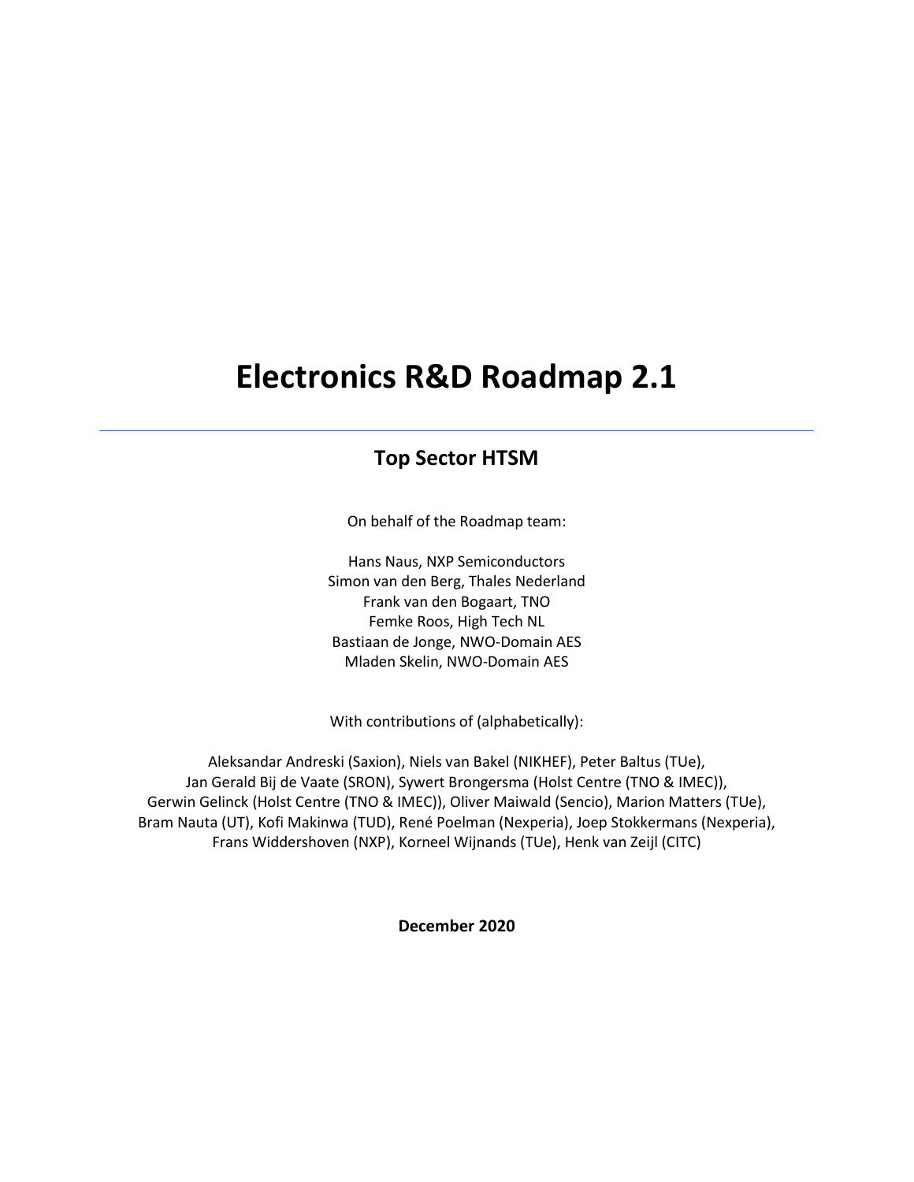# Electronics R&D Roadmap 2.1

## Top Sector HTSM

On behalf of the Roadmap team:

Hans Naus, NXP Semiconductors
Simon van den Berg, Thales Nederland
Frank van den Bogaart, TNO
Femke Roos, High Tech NL
Bastiaan de Jonge, NWO-Domain AES
Mladen Skelin, NWO-Domain AES

With contributions of (alphabetically):

Aleksandar Andreski (Saxion), Niels van Bakel (NIKHEF), Peter Baltus (TUe), Jan Gerald Bij de Vaate (SRON), Sywert Brongersma (Holst Centre (TNO & IMEC)), Gerwin Gelinck (Holst Centre (TNO & IMEC)), Oliver Maiwald (Sencio), Marion Matters (TUe), Bram Nauta (UT), Kofi Makinwa (TUD), René Poelman (Nexperia), Joep Stokkermans (Nexperia), Frans Widdershoven (NXP), Korneel Wijnands (TUe), Henk van Zeijl (CITC)

**December 2020**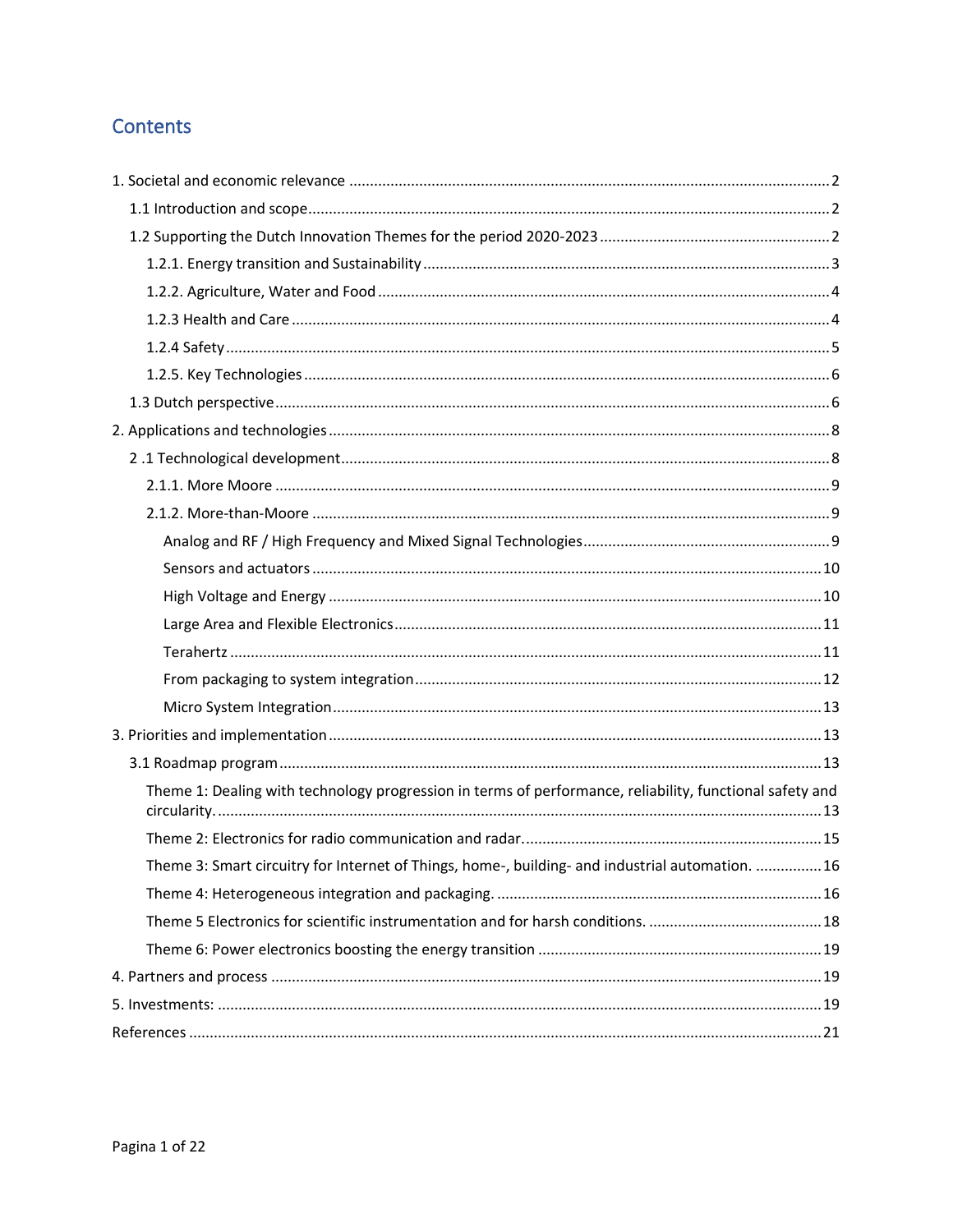# Contents

1. Societal and economic relevance ..... 2
   - 1.1 Introduction and scope ..... 2
   - 1.2 Supporting the Dutch Innovation Themes for the period 2020-2023 ..... 2
     - 1.2.1. Energy transition and Sustainability ..... 3
     - 1.2.2. Agriculture, Water and Food ..... 4
     - 1.2.3 Health and Care ..... 4
     - 1.2.4 Safety ..... 5
     - 1.2.5. Key Technologies ..... 6
   - 1.3 Dutch perspective ..... 6
2. Applications and technologies ..... 8
   - 2 .1 Technological development ..... 8
     - 2.1.1. More Moore ..... 9
     - 2.1.2. More-than-Moore ..... 9
       - Analog and RF / High Frequency and Mixed Signal Technologies ..... 9
       - Sensors and actuators ..... 10
       - High Voltage and Energy ..... 10
       - Large Area and Flexible Electronics ..... 11
       - Terahertz ..... 11
       - From packaging to system integration ..... 12
       - Micro System Integration ..... 13
3. Priorities and implementation ..... 13
   - 3.1 Roadmap program ..... 13
     - Theme 1: Dealing with technology progression in terms of performance, reliability, functional safety and circularity. ..... 13
     - Theme 2: Electronics for radio communication and radar. ..... 15
     - Theme 3: Smart circuitry for Internet of Things, home-, building- and industrial automation. ..... 16
     - Theme 4: Heterogeneous integration and packaging. ..... 16
     - Theme 5 Electronics for scientific instrumentation and for harsh conditions. ..... 18
     - Theme 6: Power electronics boosting the energy transition ..... 19
4. Partners and process ..... 19
5. Investments: ..... 19

References ..... 21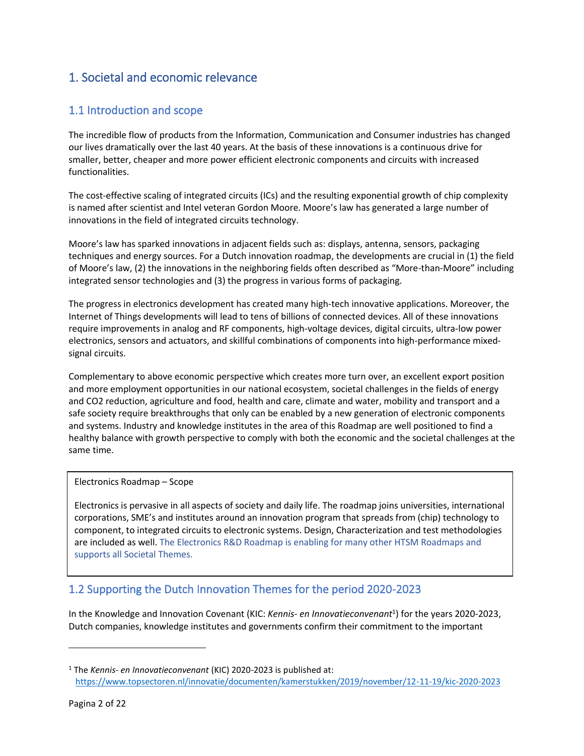# 1. Societal and economic relevance

## 1.1 Introduction and scope

The incredible flow of products from the Information, Communication and Consumer industries has changed our lives dramatically over the last 40 years. At the basis of these innovations is a continuous drive for smaller, better, cheaper and more power efficient electronic components and circuits with increased functionalities.

The cost-effective scaling of integrated circuits (ICs) and the resulting exponential growth of chip complexity is named after scientist and Intel veteran Gordon Moore. Moore's law has generated a large number of innovations in the field of integrated circuits technology.

Moore's law has sparked innovations in adjacent fields such as: displays, antenna, sensors, packaging techniques and energy sources. For a Dutch innovation roadmap, the developments are crucial in (1) the field of Moore's law, (2) the innovations in the neighboring fields often described as "More-than-Moore" including integrated sensor technologies and (3) the progress in various forms of packaging.

The progress in electronics development has created many high-tech innovative applications. Moreover, the Internet of Things developments will lead to tens of billions of connected devices. All of these innovations require improvements in analog and RF components, high-voltage devices, digital circuits, ultra-low power electronics, sensors and actuators, and skillful combinations of components into high-performance mixed-signal circuits.

Complementary to above economic perspective which creates more turn over, an excellent export position and more employment opportunities in our national ecosystem, societal challenges in the fields of energy and CO2 reduction, agriculture and food, health and care, climate and water, mobility and transport and a safe society require breakthroughs that only can be enabled by a new generation of electronic components and systems. Industry and knowledge institutes in the area of this Roadmap are well positioned to find a healthy balance with growth perspective to comply with both the economic and the societal challenges at the same time.

> Electronics Roadmap – Scope
>
> Electronics is pervasive in all aspects of society and daily life. The roadmap joins universities, international corporations, SME's and institutes around an innovation program that spreads from (chip) technology to component, to integrated circuits to electronic systems. Design, Characterization and test methodologies are included as well. The Electronics R&D Roadmap is enabling for many other HTSM Roadmaps and supports all Societal Themes.

## 1.2 Supporting the Dutch Innovation Themes for the period 2020-2023

In the Knowledge and Innovation Covenant (KIC: *Kennis- en Innovatieconvenant*[1]) for the years 2020-2023, Dutch companies, knowledge institutes and governments confirm their commitment to the important

---

[1] The *Kennis- en Innovatieconvenant* (KIC) 2020-2023 is published at: https://www.topsectoren.nl/innovatie/documenten/kamerstukken/2019/november/12-11-19/kic-2020-2023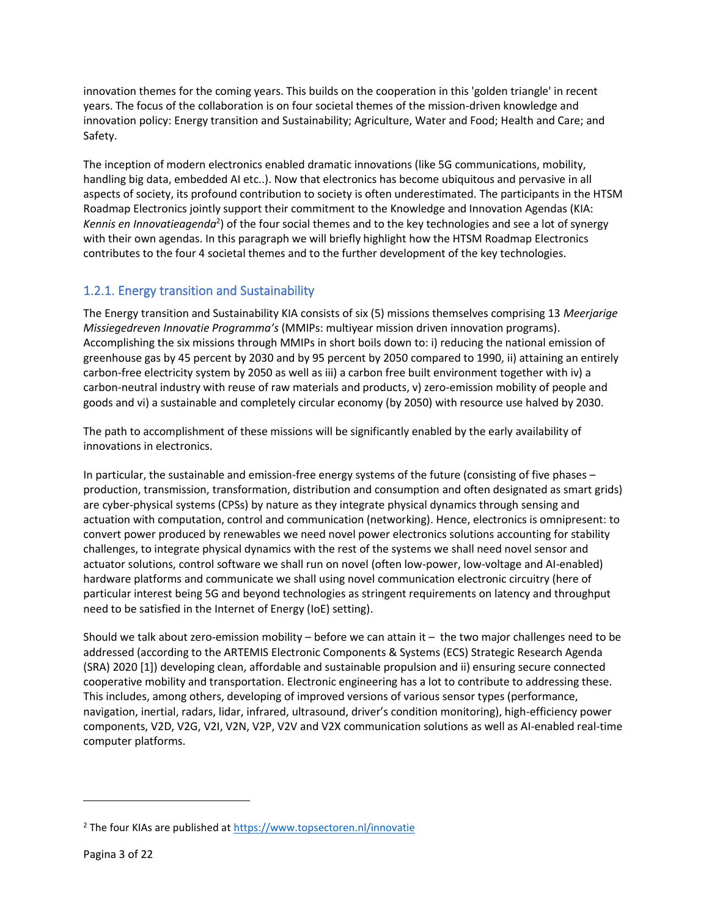innovation themes for the coming years. This builds on the cooperation in this 'golden triangle' in recent years. The focus of the collaboration is on four societal themes of the mission-driven knowledge and innovation policy: Energy transition and Sustainability; Agriculture, Water and Food; Health and Care; and Safety.

The inception of modern electronics enabled dramatic innovations (like 5G communications, mobility, handling big data, embedded AI etc..). Now that electronics has become ubiquitous and pervasive in all aspects of society, its profound contribution to society is often underestimated. The participants in the HTSM Roadmap Electronics jointly support their commitment to the Knowledge and Innovation Agendas (KIA: *Kennis en Innovatieagenda*[2]) of the four social themes and to the key technologies and see a lot of synergy with their own agendas. In this paragraph we will briefly highlight how the HTSM Roadmap Electronics contributes to the four 4 societal themes and to the further development of the key technologies.

### 1.2.1. Energy transition and Sustainability

The Energy transition and Sustainability KIA consists of six (5) missions themselves comprising 13 *Meerjarige Missiegedreven Innovatie Programma's* (MMIPs: multiyear mission driven innovation programs). Accomplishing the six missions through MMIPs in short boils down to: i) reducing the national emission of greenhouse gas by 45 percent by 2030 and by 95 percent by 2050 compared to 1990, ii) attaining an entirely carbon-free electricity system by 2050 as well as iii) a carbon free built environment together with iv) a carbon-neutral industry with reuse of raw materials and products, v) zero-emission mobility of people and goods and vi) a sustainable and completely circular economy (by 2050) with resource use halved by 2030.

The path to accomplishment of these missions will be significantly enabled by the early availability of innovations in electronics.

In particular, the sustainable and emission-free energy systems of the future (consisting of five phases – production, transmission, transformation, distribution and consumption and often designated as smart grids) are cyber-physical systems (CPSs) by nature as they integrate physical dynamics through sensing and actuation with computation, control and communication (networking). Hence, electronics is omnipresent: to convert power produced by renewables we need novel power electronics solutions accounting for stability challenges, to integrate physical dynamics with the rest of the systems we shall need novel sensor and actuator solutions, control software we shall run on novel (often low-power, low-voltage and AI-enabled) hardware platforms and communicate we shall using novel communication electronic circuitry (here of particular interest being 5G and beyond technologies as stringent requirements on latency and throughput need to be satisfied in the Internet of Energy (IoE) setting).

Should we talk about zero-emission mobility – before we can attain it – the two major challenges need to be addressed (according to the ARTEMIS Electronic Components & Systems (ECS) Strategic Research Agenda (SRA) 2020 [1]) developing clean, affordable and sustainable propulsion and ii) ensuring secure connected cooperative mobility and transportation. Electronic engineering has a lot to contribute to addressing these. This includes, among others, developing of improved versions of various sensor types (performance, navigation, inertial, radars, lidar, infrared, ultrasound, driver's condition monitoring), high-efficiency power components, V2D, V2G, V2I, V2N, V2P, V2V and V2X communication solutions as well as AI-enabled real-time computer platforms.

---

[2] The four KIAs are published at https://www.topsectoren.nl/innovatie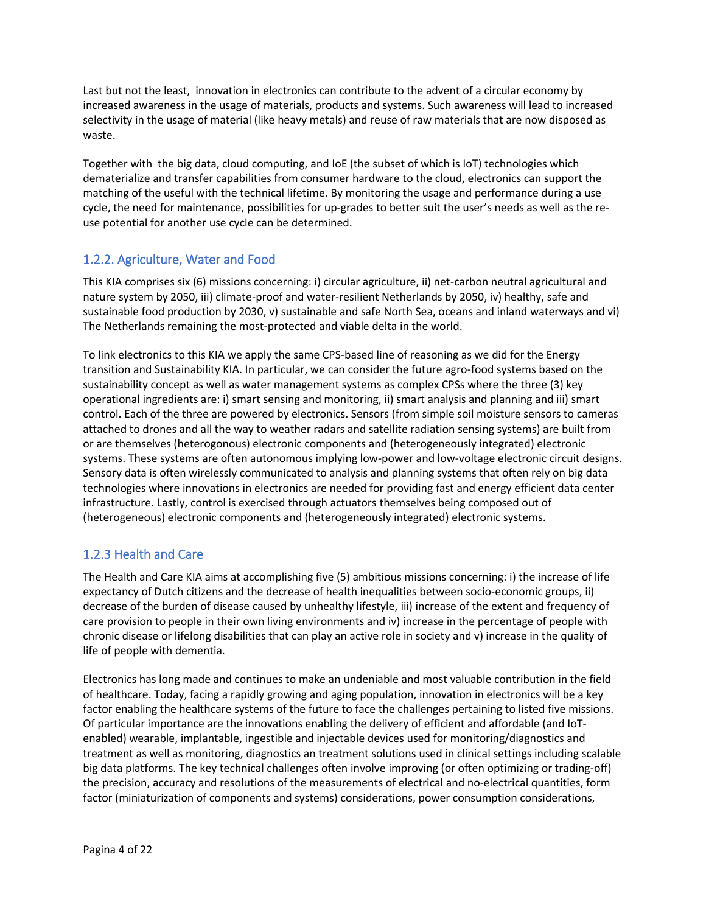Last but not the least, innovation in electronics can contribute to the advent of a circular economy by increased awareness in the usage of materials, products and systems. Such awareness will lead to increased selectivity in the usage of material (like heavy metals) and reuse of raw materials that are now disposed as waste.

Together with the big data, cloud computing, and IoE (the subset of which is IoT) technologies which dematerialize and transfer capabilities from consumer hardware to the cloud, electronics can support the matching of the useful with the technical lifetime. By monitoring the usage and performance during a use cycle, the need for maintenance, possibilities for up-grades to better suit the user's needs as well as the re-use potential for another use cycle can be determined.

### 1.2.2. Agriculture, Water and Food

This KIA comprises six (6) missions concerning: i) circular agriculture, ii) net-carbon neutral agricultural and nature system by 2050, iii) climate-proof and water-resilient Netherlands by 2050, iv) healthy, safe and sustainable food production by 2030, v) sustainable and safe North Sea, oceans and inland waterways and vi) The Netherlands remaining the most-protected and viable delta in the world.

To link electronics to this KIA we apply the same CPS-based line of reasoning as we did for the Energy transition and Sustainability KIA. In particular, we can consider the future agro-food systems based on the sustainability concept as well as water management systems as complex CPSs where the three (3) key operational ingredients are: i) smart sensing and monitoring, ii) smart analysis and planning and iii) smart control. Each of the three are powered by electronics. Sensors (from simple soil moisture sensors to cameras attached to drones and all the way to weather radars and satellite radiation sensing systems) are built from or are themselves (heterogonous) electronic components and (heterogeneously integrated) electronic systems. These systems are often autonomous implying low-power and low-voltage electronic circuit designs. Sensory data is often wirelessly communicated to analysis and planning systems that often rely on big data technologies where innovations in electronics are needed for providing fast and energy efficient data center infrastructure. Lastly, control is exercised through actuators themselves being composed out of (heterogeneous) electronic components and (heterogeneously integrated) electronic systems.

### 1.2.3 Health and Care

The Health and Care KIA aims at accomplishing five (5) ambitious missions concerning: i) the increase of life expectancy of Dutch citizens and the decrease of health inequalities between socio-economic groups, ii) decrease of the burden of disease caused by unhealthy lifestyle, iii) increase of the extent and frequency of care provision to people in their own living environments and iv) increase in the percentage of people with chronic disease or lifelong disabilities that can play an active role in society and v) increase in the quality of life of people with dementia.

Electronics has long made and continues to make an undeniable and most valuable contribution in the field of healthcare. Today, facing a rapidly growing and aging population, innovation in electronics will be a key factor enabling the healthcare systems of the future to face the challenges pertaining to listed five missions. Of particular importance are the innovations enabling the delivery of efficient and affordable (and IoT-enabled) wearable, implantable, ingestible and injectable devices used for monitoring/diagnostics and treatment as well as monitoring, diagnostics an treatment solutions used in clinical settings including scalable big data platforms. The key technical challenges often involve improving (or often optimizing or trading-off) the precision, accuracy and resolutions of the measurements of electrical and no-electrical quantities, form factor (miniaturization of components and systems) considerations, power consumption considerations,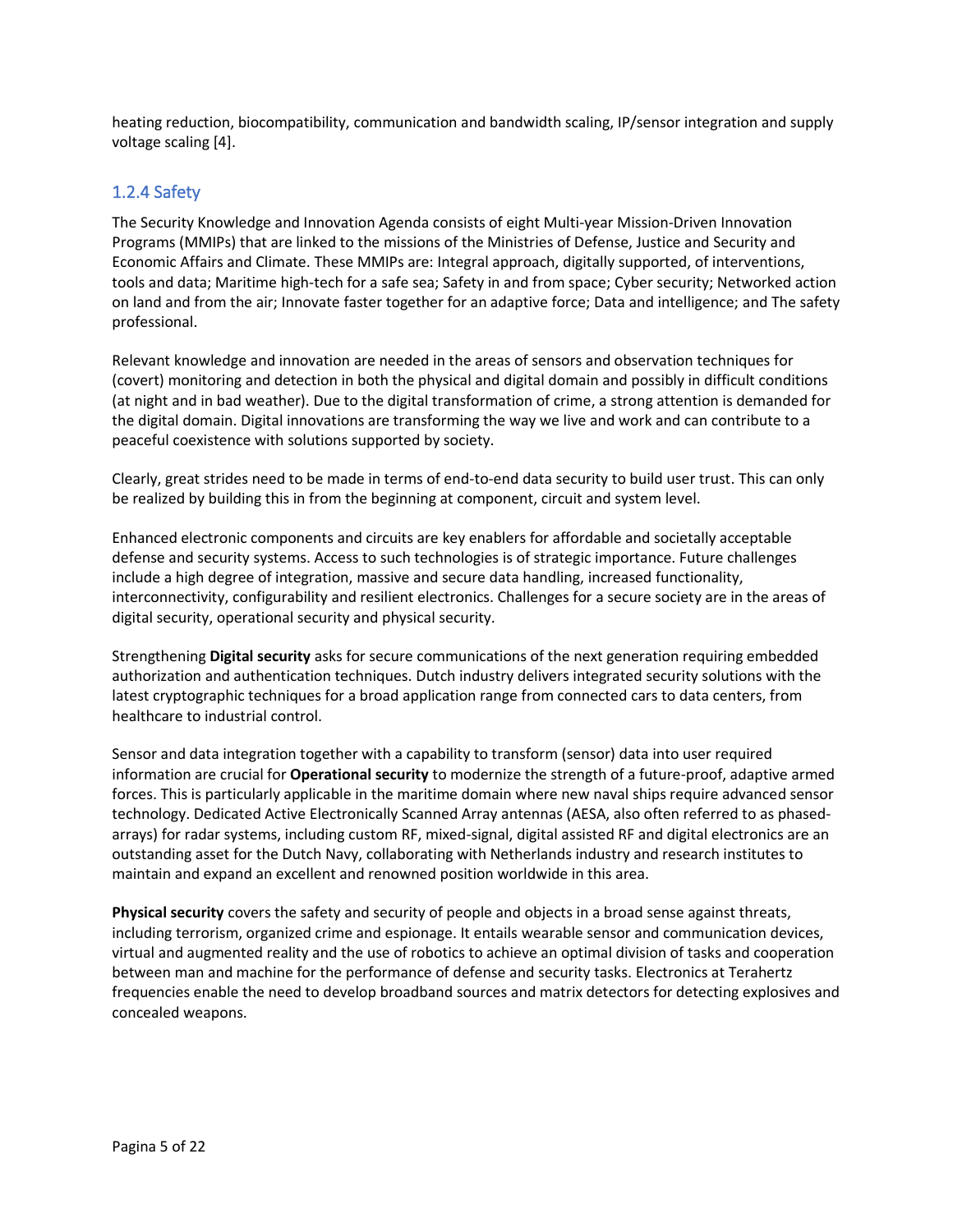heating reduction, biocompatibility, communication and bandwidth scaling, IP/sensor integration and supply voltage scaling [4].

### 1.2.4 Safety

The Security Knowledge and Innovation Agenda consists of eight Multi-year Mission-Driven Innovation Programs (MMIPs) that are linked to the missions of the Ministries of Defense, Justice and Security and Economic Affairs and Climate. These MMIPs are: Integral approach, digitally supported, of interventions, tools and data; Maritime high-tech for a safe sea; Safety in and from space; Cyber security; Networked action on land and from the air; Innovate faster together for an adaptive force; Data and intelligence; and The safety professional.

Relevant knowledge and innovation are needed in the areas of sensors and observation techniques for (covert) monitoring and detection in both the physical and digital domain and possibly in difficult conditions (at night and in bad weather). Due to the digital transformation of crime, a strong attention is demanded for the digital domain. Digital innovations are transforming the way we live and work and can contribute to a peaceful coexistence with solutions supported by society.

Clearly, great strides need to be made in terms of end-to-end data security to build user trust. This can only be realized by building this in from the beginning at component, circuit and system level.

Enhanced electronic components and circuits are key enablers for affordable and societally acceptable defense and security systems. Access to such technologies is of strategic importance. Future challenges include a high degree of integration, massive and secure data handling, increased functionality, interconnectivity, configurability and resilient electronics. Challenges for a secure society are in the areas of digital security, operational security and physical security.

Strengthening **Digital security** asks for secure communications of the next generation requiring embedded authorization and authentication techniques. Dutch industry delivers integrated security solutions with the latest cryptographic techniques for a broad application range from connected cars to data centers, from healthcare to industrial control.

Sensor and data integration together with a capability to transform (sensor) data into user required information are crucial for **Operational security** to modernize the strength of a future-proof, adaptive armed forces. This is particularly applicable in the maritime domain where new naval ships require advanced sensor technology. Dedicated Active Electronically Scanned Array antennas (AESA, also often referred to as phased-arrays) for radar systems, including custom RF, mixed-signal, digital assisted RF and digital electronics are an outstanding asset for the Dutch Navy, collaborating with Netherlands industry and research institutes to maintain and expand an excellent and renowned position worldwide in this area.

**Physical security** covers the safety and security of people and objects in a broad sense against threats, including terrorism, organized crime and espionage. It entails wearable sensor and communication devices, virtual and augmented reality and the use of robotics to achieve an optimal division of tasks and cooperation between man and machine for the performance of defense and security tasks. Electronics at Terahertz frequencies enable the need to develop broadband sources and matrix detectors for detecting explosives and concealed weapons.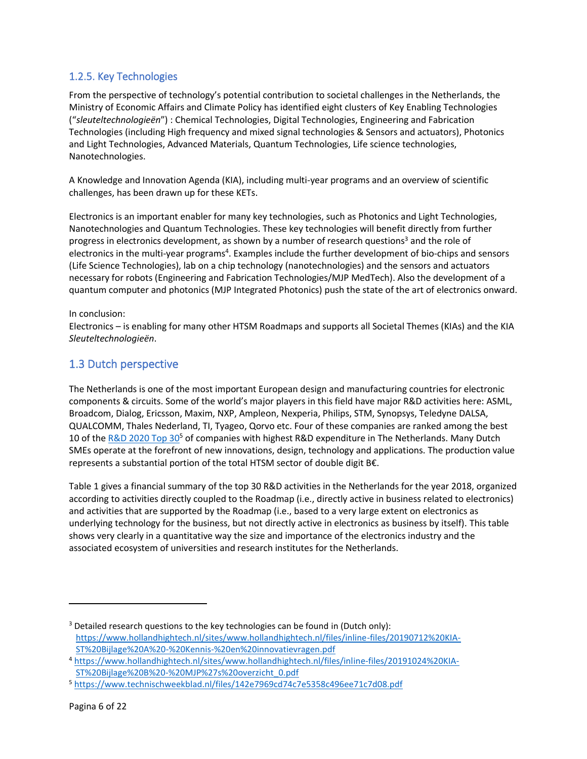### 1.2.5. Key Technologies

From the perspective of technology's potential contribution to societal challenges in the Netherlands, the Ministry of Economic Affairs and Climate Policy has identified eight clusters of Key Enabling Technologies ("*sleuteltechnologieën*") : Chemical Technologies, Digital Technologies, Engineering and Fabrication Technologies (including High frequency and mixed signal technologies & Sensors and actuators), Photonics and Light Technologies, Advanced Materials, Quantum Technologies, Life science technologies, Nanotechnologies.

A Knowledge and Innovation Agenda (KIA), including multi-year programs and an overview of scientific challenges, has been drawn up for these KETs.

Electronics is an important enabler for many key technologies, such as Photonics and Light Technologies, Nanotechnologies and Quantum Technologies. These key technologies will benefit directly from further progress in electronics development, as shown by a number of research questions[3] and the role of electronics in the multi-year programs[4]. Examples include the further development of bio-chips and sensors (Life Science Technologies), lab on a chip technology (nanotechnologies) and the sensors and actuators necessary for robots (Engineering and Fabrication Technologies/MJP MedTech). Also the development of a quantum computer and photonics (MJP Integrated Photonics) push the state of the art of electronics onward.

In conclusion:
Electronics – is enabling for many other HTSM Roadmaps and supports all Societal Themes (KIAs) and the KIA *Sleuteltechnologieën*.

## 1.3 Dutch perspective

The Netherlands is one of the most important European design and manufacturing countries for electronic components & circuits. Some of the world's major players in this field have major R&D activities here: ASML, Broadcom, Dialog, Ericsson, Maxim, NXP, Ampleon, Nexperia, Philips, STM, Synopsys, Teledyne DALSA, QUALCOMM, Thales Nederland, TI, Tyageo, Qorvo etc. Four of these companies are ranked among the best 10 of the R&D 2020 Top 30[5] of companies with highest R&D expenditure in The Netherlands. Many Dutch SMEs operate at the forefront of new innovations, design, technology and applications. The production value represents a substantial portion of the total HTSM sector of double digit B€.

Table 1 gives a financial summary of the top 30 R&D activities in the Netherlands for the year 2018, organized according to activities directly coupled to the Roadmap (i.e., directly active in business related to electronics) and activities that are supported by the Roadmap (i.e., based to a very large extent on electronics as underlying technology for the business, but not directly active in electronics as business by itself). This table shows very clearly in a quantitative way the size and importance of the electronics industry and the associated ecosystem of universities and research institutes for the Netherlands.

---

[3] Detailed research questions to the key technologies can be found in (Dutch only): https://www.hollandhightech.nl/sites/www.hollandhightech.nl/files/inline-files/20190712%20KIA-ST%20Bijlage%20A%20-%20Kennis-%20en%20innovatievragen.pdf

[4] https://www.hollandhightech.nl/sites/www.hollandhightech.nl/files/inline-files/20191024%20KIA-ST%20Bijlage%20B%20-%20MJP%27s%20overzicht_0.pdf

[5] https://www.technischweekblad.nl/files/142e7969cd74c7e5358c496ee71c7d08.pdf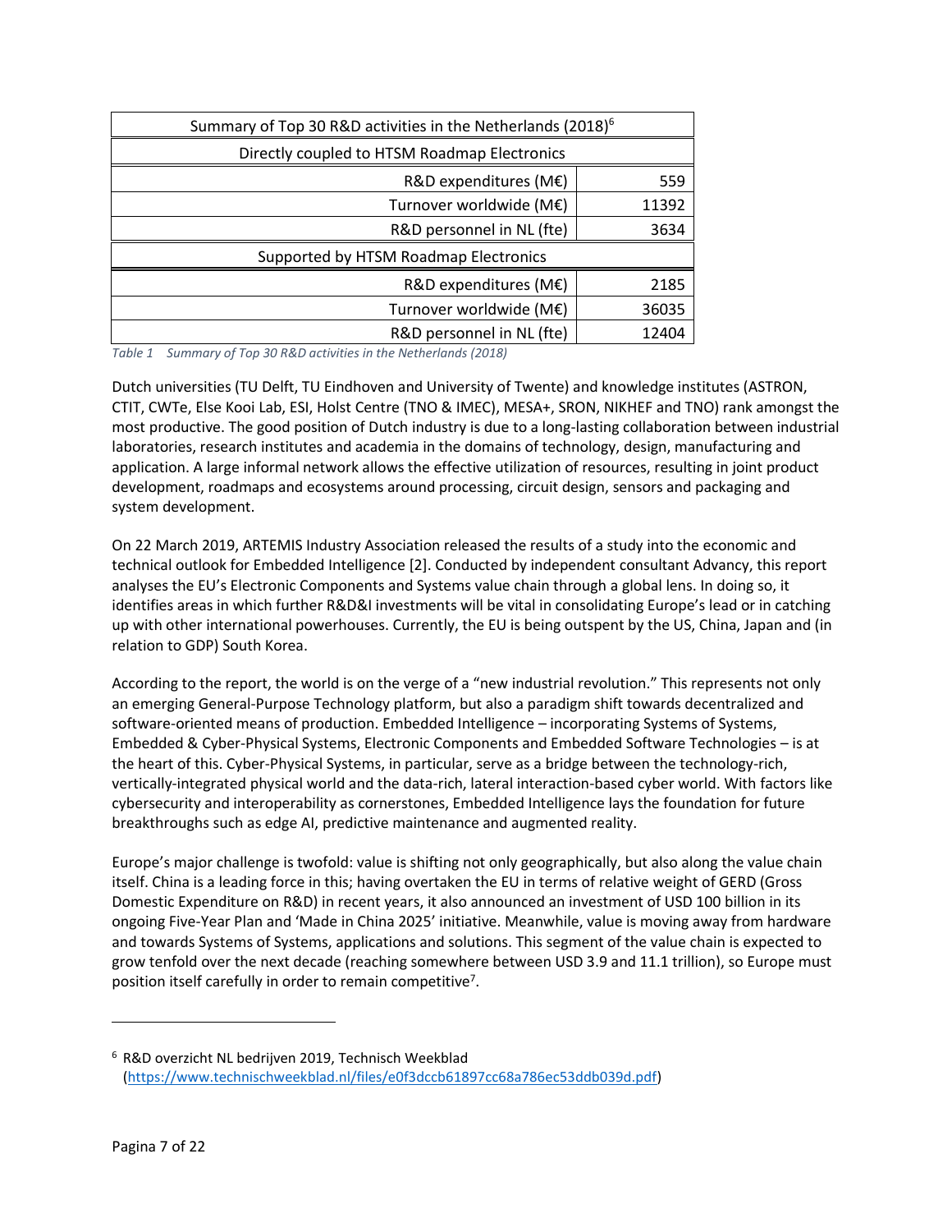| Summary of Top 30 R&D activities in the Netherlands (2018)[6] | |
|---|---|
| **Directly coupled to HTSM Roadmap Electronics** | |
| R&D expenditures (M€) | 559 |
| Turnover worldwide (M€) | 11392 |
| R&D personnel in NL (fte) | 3634 |
| **Supported by HTSM Roadmap Electronics** | |
| R&D expenditures (M€) | 2185 |
| Turnover worldwide (M€) | 36035 |
| R&D personnel in NL (fte) | 12404 |

*Table 1 Summary of Top 30 R&D activities in the Netherlands (2018)*

Dutch universities (TU Delft, TU Eindhoven and University of Twente) and knowledge institutes (ASTRON, CTIT, CWTe, Else Kooi Lab, ESI, Holst Centre (TNO & IMEC), MESA+, SRON, NIKHEF and TNO) rank amongst the most productive. The good position of Dutch industry is due to a long-lasting collaboration between industrial laboratories, research institutes and academia in the domains of technology, design, manufacturing and application. A large informal network allows the effective utilization of resources, resulting in joint product development, roadmaps and ecosystems around processing, circuit design, sensors and packaging and system development.

On 22 March 2019, ARTEMIS Industry Association released the results of a study into the economic and technical outlook for Embedded Intelligence [2]. Conducted by independent consultant Advancy, this report analyses the EU's Electronic Components and Systems value chain through a global lens. In doing so, it identifies areas in which further R&D&I investments will be vital in consolidating Europe's lead or in catching up with other international powerhouses. Currently, the EU is being outspent by the US, China, Japan and (in relation to GDP) South Korea.

According to the report, the world is on the verge of a "new industrial revolution." This represents not only an emerging General-Purpose Technology platform, but also a paradigm shift towards decentralized and software-oriented means of production. Embedded Intelligence – incorporating Systems of Systems, Embedded & Cyber-Physical Systems, Electronic Components and Embedded Software Technologies – is at the heart of this. Cyber-Physical Systems, in particular, serve as a bridge between the technology-rich, vertically-integrated physical world and the data-rich, lateral interaction-based cyber world. With factors like cybersecurity and interoperability as cornerstones, Embedded Intelligence lays the foundation for future breakthroughs such as edge AI, predictive maintenance and augmented reality.

Europe's major challenge is twofold: value is shifting not only geographically, but also along the value chain itself. China is a leading force in this; having overtaken the EU in terms of relative weight of GERD (Gross Domestic Expenditure on R&D) in recent years, it also announced an investment of USD 100 billion in its ongoing Five-Year Plan and 'Made in China 2025' initiative. Meanwhile, value is moving away from hardware and towards Systems of Systems, applications and solutions. This segment of the value chain is expected to grow tenfold over the next decade (reaching somewhere between USD 3.9 and 11.1 trillion), so Europe must position itself carefully in order to remain competitive[7].

---

[6] R&D overzicht NL bedrijven 2019, Technisch Weekblad (https://www.technischweekblad.nl/files/e0f3dccb61897cc68a786ec53ddb039d.pdf)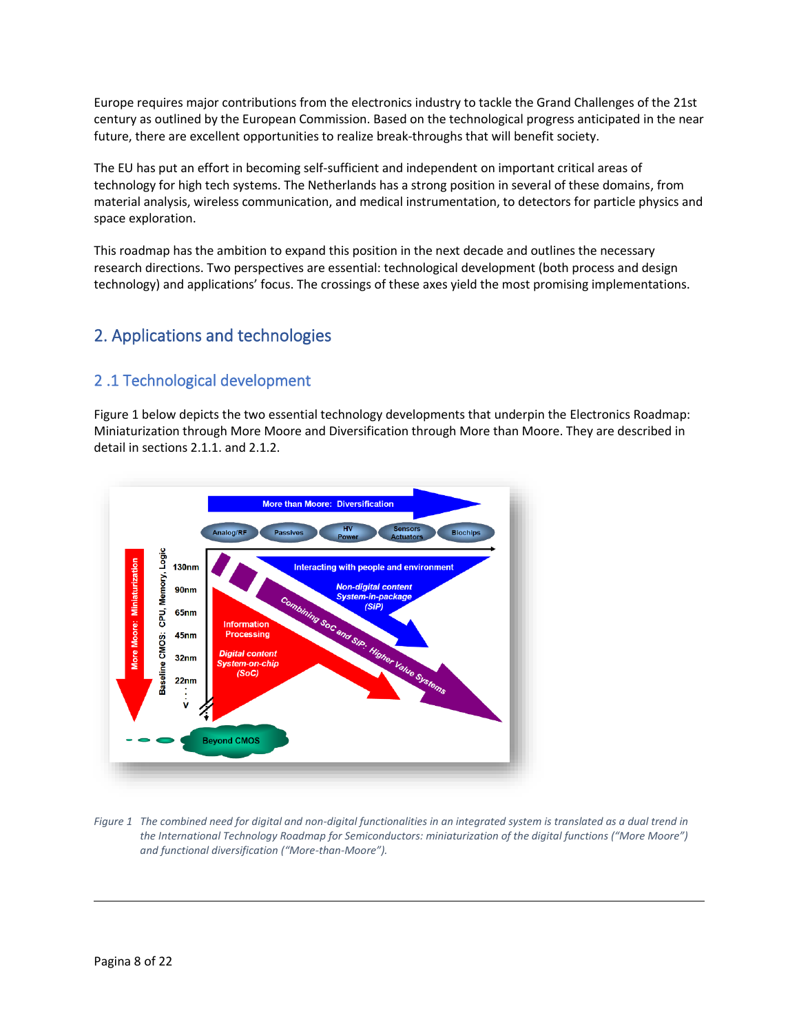Europe requires major contributions from the electronics industry to tackle the Grand Challenges of the 21st century as outlined by the European Commission. Based on the technological progress anticipated in the near future, there are excellent opportunities to realize break-throughs that will benefit society.

The EU has put an effort in becoming self-sufficient and independent on important critical areas of technology for high tech systems. The Netherlands has a strong position in several of these domains, from material analysis, wireless communication, and medical instrumentation, to detectors for particle physics and space exploration.

This roadmap has the ambition to expand this position in the next decade and outlines the necessary research directions. Two perspectives are essential: technological development (both process and design technology) and applications' focus. The crossings of these axes yield the most promising implementations.

## 2. Applications and technologies

### 2 .1 Technological development

Figure 1 below depicts the two essential technology developments that underpin the Electronics Roadmap: Miniaturization through More Moore and Diversification through More than Moore. They are described in detail in sections 2.1.1. and 2.1.2.

*Figure 1 The combined need for digital and non-digital functionalities in an integrated system is translated as a dual trend in the International Technology Roadmap for Semiconductors: miniaturization of the digital functions ("More Moore") and functional diversification ("More-than-Moore").*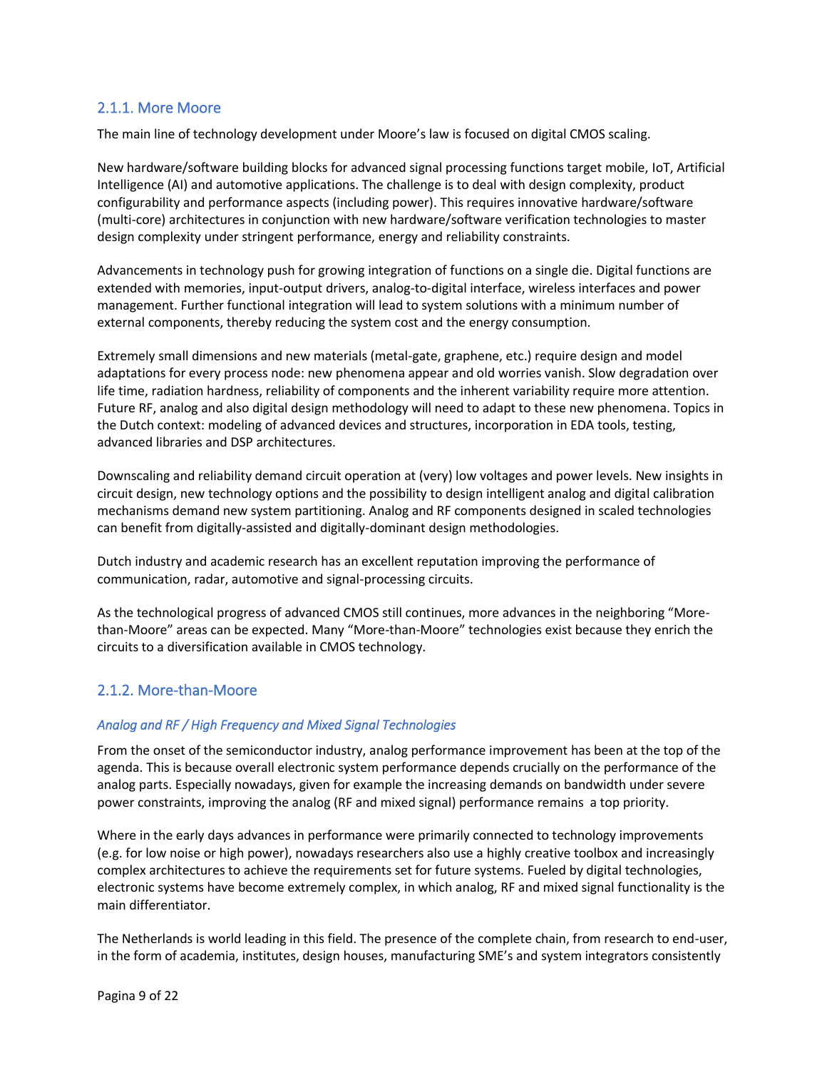### 2.1.1. More Moore

The main line of technology development under Moore's law is focused on digital CMOS scaling.

New hardware/software building blocks for advanced signal processing functions target mobile, IoT, Artificial Intelligence (AI) and automotive applications. The challenge is to deal with design complexity, product configurability and performance aspects (including power). This requires innovative hardware/software (multi-core) architectures in conjunction with new hardware/software verification technologies to master design complexity under stringent performance, energy and reliability constraints.

Advancements in technology push for growing integration of functions on a single die. Digital functions are extended with memories, input-output drivers, analog-to-digital interface, wireless interfaces and power management. Further functional integration will lead to system solutions with a minimum number of external components, thereby reducing the system cost and the energy consumption.

Extremely small dimensions and new materials (metal-gate, graphene, etc.) require design and model adaptations for every process node: new phenomena appear and old worries vanish. Slow degradation over life time, radiation hardness, reliability of components and the inherent variability require more attention. Future RF, analog and also digital design methodology will need to adapt to these new phenomena. Topics in the Dutch context: modeling of advanced devices and structures, incorporation in EDA tools, testing, advanced libraries and DSP architectures.

Downscaling and reliability demand circuit operation at (very) low voltages and power levels. New insights in circuit design, new technology options and the possibility to design intelligent analog and digital calibration mechanisms demand new system partitioning. Analog and RF components designed in scaled technologies can benefit from digitally-assisted and digitally-dominant design methodologies.

Dutch industry and academic research has an excellent reputation improving the performance of communication, radar, automotive and signal-processing circuits.

As the technological progress of advanced CMOS still continues, more advances in the neighboring "More-than-Moore" areas can be expected. Many "More-than-Moore" technologies exist because they enrich the circuits to a diversification available in CMOS technology.

### 2.1.2. More-than-Moore

*Analog and RF / High Frequency and Mixed Signal Technologies*

From the onset of the semiconductor industry, analog performance improvement has been at the top of the agenda. This is because overall electronic system performance depends crucially on the performance of the analog parts. Especially nowadays, given for example the increasing demands on bandwidth under severe power constraints, improving the analog (RF and mixed signal) performance remains a top priority.

Where in the early days advances in performance were primarily connected to technology improvements (e.g. for low noise or high power), nowadays researchers also use a highly creative toolbox and increasingly complex architectures to achieve the requirements set for future systems. Fueled by digital technologies, electronic systems have become extremely complex, in which analog, RF and mixed signal functionality is the main differentiator.

The Netherlands is world leading in this field. The presence of the complete chain, from research to end-user, in the form of academia, institutes, design houses, manufacturing SME's and system integrators consistently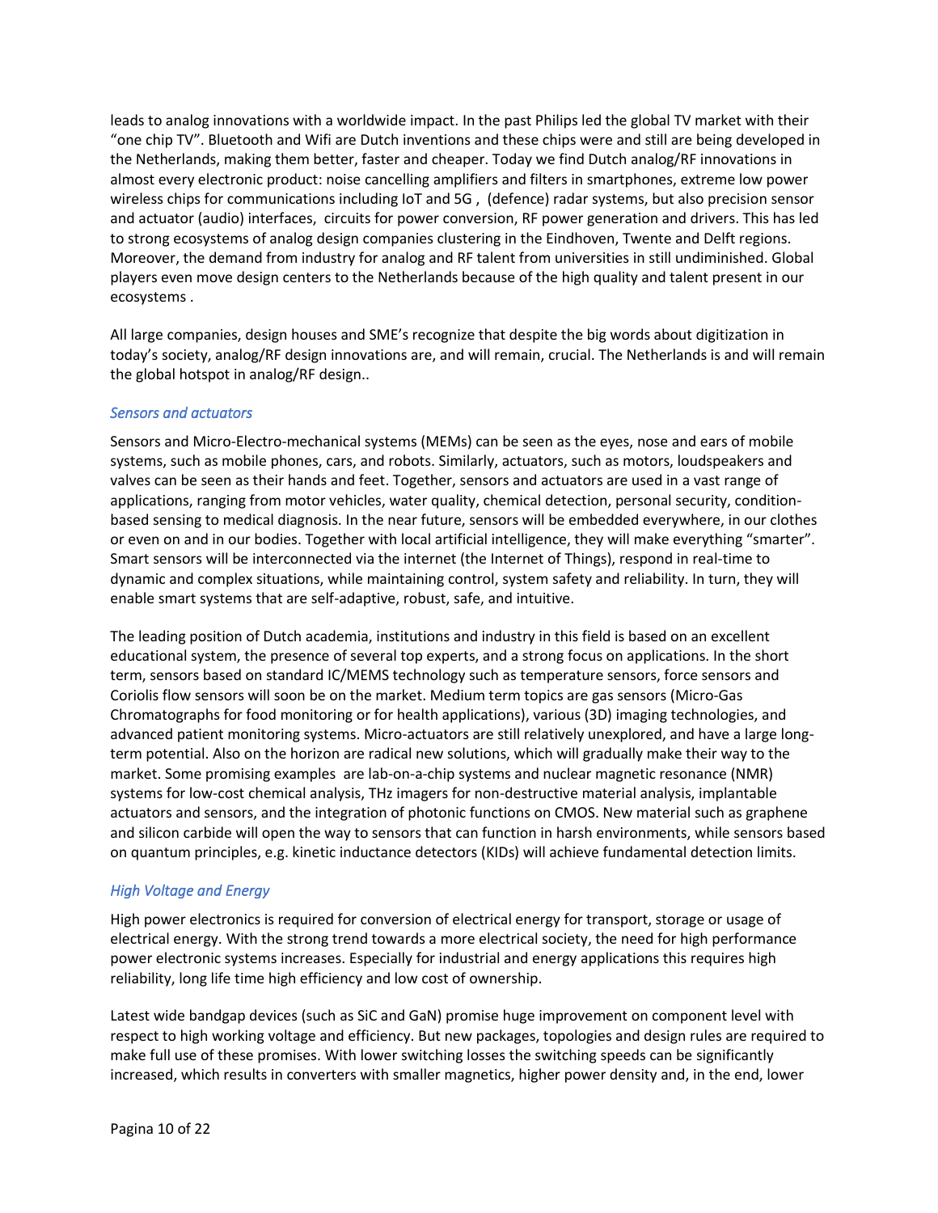leads to analog innovations with a worldwide impact. In the past Philips led the global TV market with their "one chip TV". Bluetooth and Wifi are Dutch inventions and these chips were and still are being developed in the Netherlands, making them better, faster and cheaper. Today we find Dutch analog/RF innovations in almost every electronic product: noise cancelling amplifiers and filters in smartphones, extreme low power wireless chips for communications including IoT and 5G , (defence) radar systems, but also precision sensor and actuator (audio) interfaces, circuits for power conversion, RF power generation and drivers. This has led to strong ecosystems of analog design companies clustering in the Eindhoven, Twente and Delft regions. Moreover, the demand from industry for analog and RF talent from universities in still undiminished. Global players even move design centers to the Netherlands because of the high quality and talent present in our ecosystems .

All large companies, design houses and SME's recognize that despite the big words about digitization in today's society, analog/RF design innovations are, and will remain, crucial. The Netherlands is and will remain the global hotspot in analog/RF design..

### *Sensors and actuators*

Sensors and Micro-Electro-mechanical systems (MEMs) can be seen as the eyes, nose and ears of mobile systems, such as mobile phones, cars, and robots. Similarly, actuators, such as motors, loudspeakers and valves can be seen as their hands and feet. Together, sensors and actuators are used in a vast range of applications, ranging from motor vehicles, water quality, chemical detection, personal security, condition-based sensing to medical diagnosis. In the near future, sensors will be embedded everywhere, in our clothes or even on and in our bodies. Together with local artificial intelligence, they will make everything "smarter". Smart sensors will be interconnected via the internet (the Internet of Things), respond in real-time to dynamic and complex situations, while maintaining control, system safety and reliability. In turn, they will enable smart systems that are self-adaptive, robust, safe, and intuitive.

The leading position of Dutch academia, institutions and industry in this field is based on an excellent educational system, the presence of several top experts, and a strong focus on applications. In the short term, sensors based on standard IC/MEMS technology such as temperature sensors, force sensors and Coriolis flow sensors will soon be on the market. Medium term topics are gas sensors (Micro-Gas Chromatographs for food monitoring or for health applications), various (3D) imaging technologies, and advanced patient monitoring systems. Micro-actuators are still relatively unexplored, and have a large long-term potential. Also on the horizon are radical new solutions, which will gradually make their way to the market. Some promising examples are lab-on-a-chip systems and nuclear magnetic resonance (NMR) systems for low-cost chemical analysis, THz imagers for non-destructive material analysis, implantable actuators and sensors, and the integration of photonic functions on CMOS. New material such as graphene and silicon carbide will open the way to sensors that can function in harsh environments, while sensors based on quantum principles, e.g. kinetic inductance detectors (KIDs) will achieve fundamental detection limits.

### *High Voltage and Energy*

High power electronics is required for conversion of electrical energy for transport, storage or usage of electrical energy. With the strong trend towards a more electrical society, the need for high performance power electronic systems increases. Especially for industrial and energy applications this requires high reliability, long life time high efficiency and low cost of ownership.

Latest wide bandgap devices (such as SiC and GaN) promise huge improvement on component level with respect to high working voltage and efficiency. But new packages, topologies and design rules are required to make full use of these promises. With lower switching losses the switching speeds can be significantly increased, which results in converters with smaller magnetics, higher power density and, in the end, lower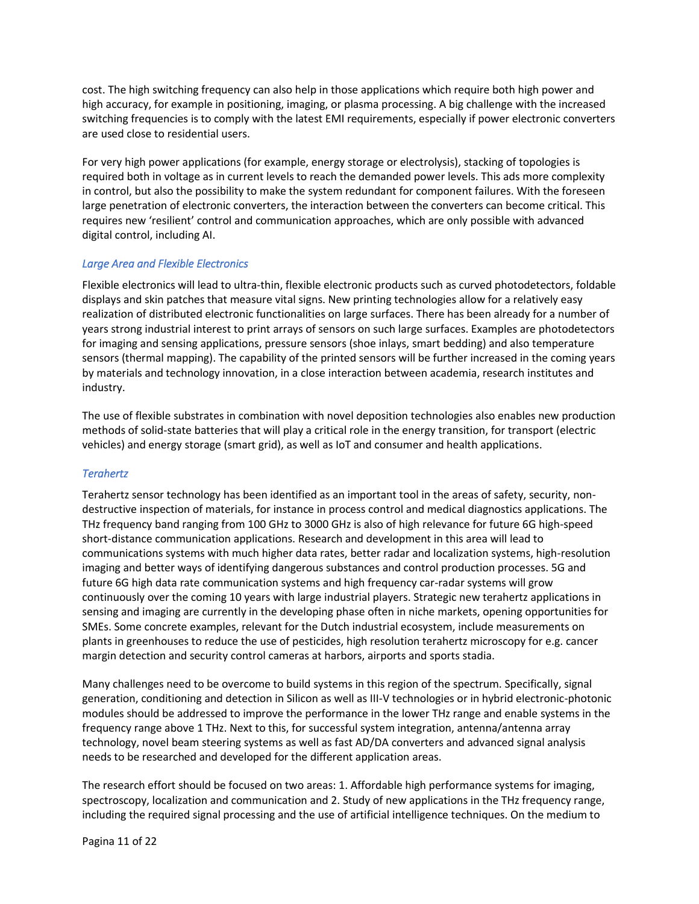cost. The high switching frequency can also help in those applications which require both high power and high accuracy, for example in positioning, imaging, or plasma processing. A big challenge with the increased switching frequencies is to comply with the latest EMI requirements, especially if power electronic converters are used close to residential users.

For very high power applications (for example, energy storage or electrolysis), stacking of topologies is required both in voltage as in current levels to reach the demanded power levels. This ads more complexity in control, but also the possibility to make the system redundant for component failures. With the foreseen large penetration of electronic converters, the interaction between the converters can become critical. This requires new 'resilient' control and communication approaches, which are only possible with advanced digital control, including AI.

### *Large Area and Flexible Electronics*

Flexible electronics will lead to ultra-thin, flexible electronic products such as curved photodetectors, foldable displays and skin patches that measure vital signs. New printing technologies allow for a relatively easy realization of distributed electronic functionalities on large surfaces. There has been already for a number of years strong industrial interest to print arrays of sensors on such large surfaces. Examples are photodetectors for imaging and sensing applications, pressure sensors (shoe inlays, smart bedding) and also temperature sensors (thermal mapping). The capability of the printed sensors will be further increased in the coming years by materials and technology innovation, in a close interaction between academia, research institutes and industry.

The use of flexible substrates in combination with novel deposition technologies also enables new production methods of solid-state batteries that will play a critical role in the energy transition, for transport (electric vehicles) and energy storage (smart grid), as well as IoT and consumer and health applications.

### *Terahertz*

Terahertz sensor technology has been identified as an important tool in the areas of safety, security, non-destructive inspection of materials, for instance in process control and medical diagnostics applications. The THz frequency band ranging from 100 GHz to 3000 GHz is also of high relevance for future 6G high-speed short-distance communication applications. Research and development in this area will lead to communications systems with much higher data rates, better radar and localization systems, high-resolution imaging and better ways of identifying dangerous substances and control production processes. 5G and future 6G high data rate communication systems and high frequency car-radar systems will grow continuously over the coming 10 years with large industrial players. Strategic new terahertz applications in sensing and imaging are currently in the developing phase often in niche markets, opening opportunities for SMEs. Some concrete examples, relevant for the Dutch industrial ecosystem, include measurements on plants in greenhouses to reduce the use of pesticides, high resolution terahertz microscopy for e.g. cancer margin detection and security control cameras at harbors, airports and sports stadia.

Many challenges need to be overcome to build systems in this region of the spectrum. Specifically, signal generation, conditioning and detection in Silicon as well as III-V technologies or in hybrid electronic-photonic modules should be addressed to improve the performance in the lower THz range and enable systems in the frequency range above 1 THz. Next to this, for successful system integration, antenna/antenna array technology, novel beam steering systems as well as fast AD/DA converters and advanced signal analysis needs to be researched and developed for the different application areas.

The research effort should be focused on two areas: 1. Affordable high performance systems for imaging, spectroscopy, localization and communication and 2. Study of new applications in the THz frequency range, including the required signal processing and the use of artificial intelligence techniques. On the medium to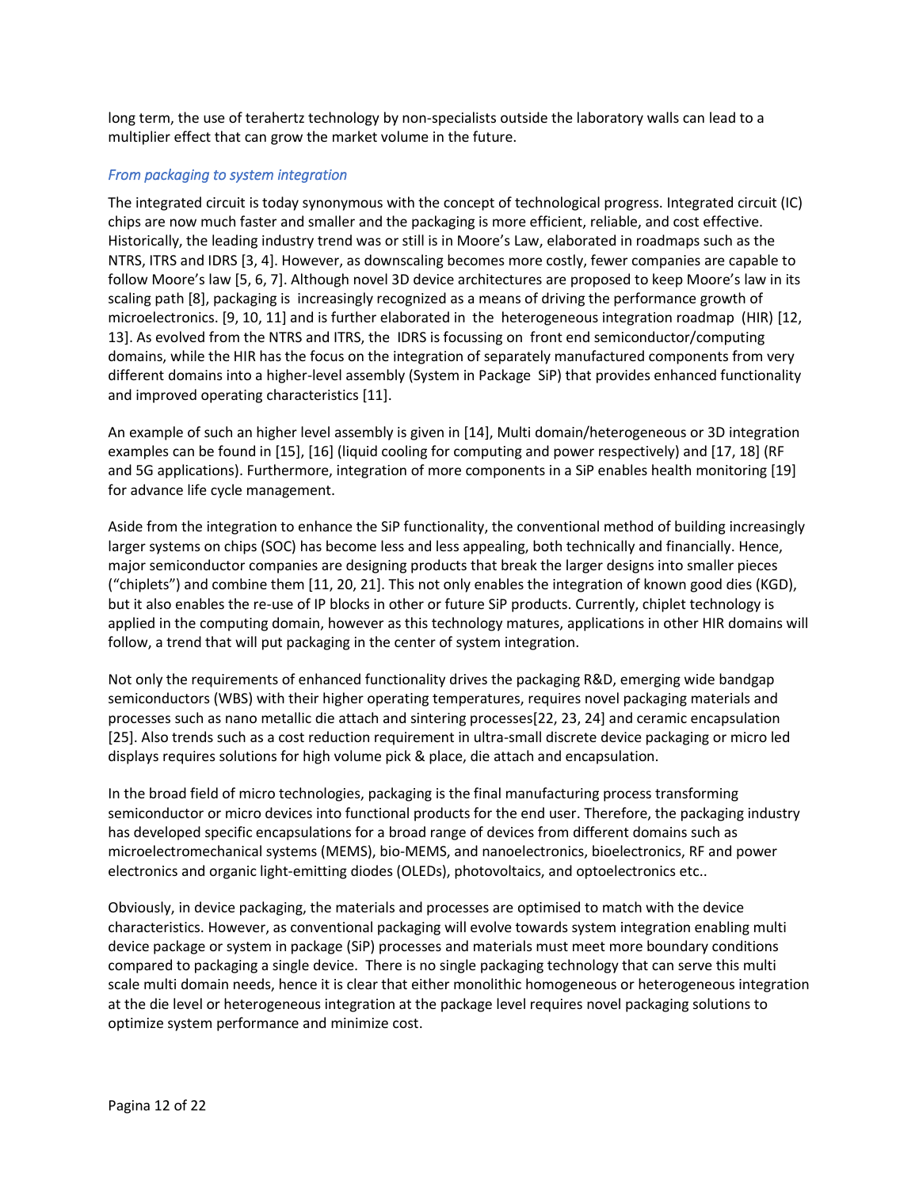long term, the use of terahertz technology by non-specialists outside the laboratory walls can lead to a multiplier effect that can grow the market volume in the future.

### *From packaging to system integration*

The integrated circuit is today synonymous with the concept of technological progress. Integrated circuit (IC) chips are now much faster and smaller and the packaging is more efficient, reliable, and cost effective. Historically, the leading industry trend was or still is in Moore's Law, elaborated in roadmaps such as the NTRS, ITRS and IDRS [3, 4]. However, as downscaling becomes more costly, fewer companies are capable to follow Moore's law [5, 6, 7]. Although novel 3D device architectures are proposed to keep Moore's law in its scaling path [8], packaging is increasingly recognized as a means of driving the performance growth of microelectronics. [9, 10, 11] and is further elaborated in the heterogeneous integration roadmap (HIR) [12, 13]. As evolved from the NTRS and ITRS, the IDRS is focussing on front end semiconductor/computing domains, while the HIR has the focus on the integration of separately manufactured components from very different domains into a higher-level assembly (System in Package SiP) that provides enhanced functionality and improved operating characteristics [11].

An example of such an higher level assembly is given in [14], Multi domain/heterogeneous or 3D integration examples can be found in [15], [16] (liquid cooling for computing and power respectively) and [17, 18] (RF and 5G applications). Furthermore, integration of more components in a SiP enables health monitoring [19] for advance life cycle management.

Aside from the integration to enhance the SiP functionality, the conventional method of building increasingly larger systems on chips (SOC) has become less and less appealing, both technically and financially. Hence, major semiconductor companies are designing products that break the larger designs into smaller pieces ("chiplets") and combine them [11, 20, 21]. This not only enables the integration of known good dies (KGD), but it also enables the re-use of IP blocks in other or future SiP products. Currently, chiplet technology is applied in the computing domain, however as this technology matures, applications in other HIR domains will follow, a trend that will put packaging in the center of system integration.

Not only the requirements of enhanced functionality drives the packaging R&D, emerging wide bandgap semiconductors (WBS) with their higher operating temperatures, requires novel packaging materials and processes such as nano metallic die attach and sintering processes[22, 23, 24] and ceramic encapsulation [25]. Also trends such as a cost reduction requirement in ultra-small discrete device packaging or micro led displays requires solutions for high volume pick & place, die attach and encapsulation.

In the broad field of micro technologies, packaging is the final manufacturing process transforming semiconductor or micro devices into functional products for the end user. Therefore, the packaging industry has developed specific encapsulations for a broad range of devices from different domains such as microelectromechanical systems (MEMS), bio-MEMS, and nanoelectronics, bioelectronics, RF and power electronics and organic light-emitting diodes (OLEDs), photovoltaics, and optoelectronics etc..

Obviously, in device packaging, the materials and processes are optimised to match with the device characteristics. However, as conventional packaging will evolve towards system integration enabling multi device package or system in package (SiP) processes and materials must meet more boundary conditions compared to packaging a single device. There is no single packaging technology that can serve this multi scale multi domain needs, hence it is clear that either monolithic homogeneous or heterogeneous integration at the die level or heterogeneous integration at the package level requires novel packaging solutions to optimize system performance and minimize cost.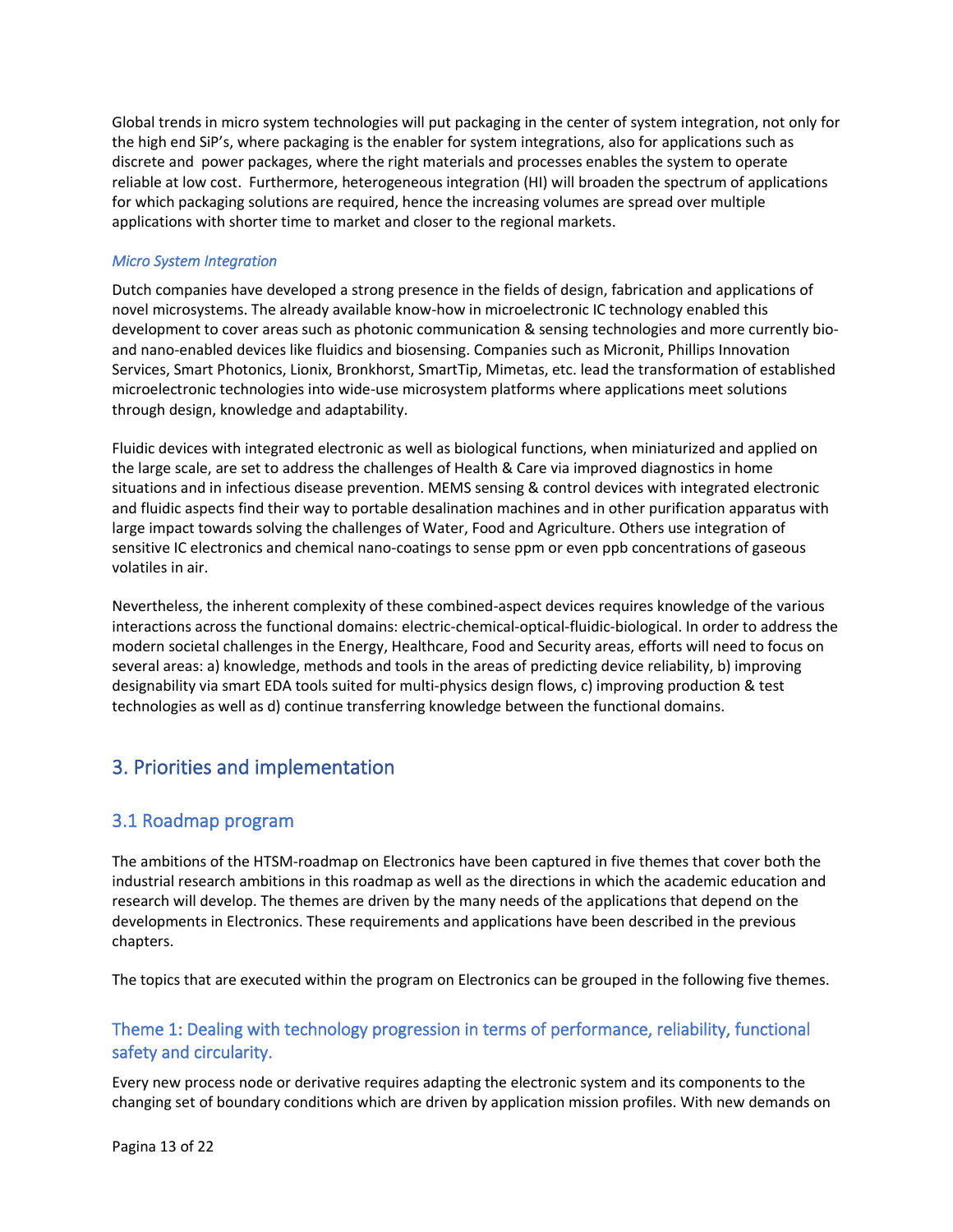Global trends in micro system technologies will put packaging in the center of system integration, not only for the high end SiP's, where packaging is the enabler for system integrations, also for applications such as discrete and power packages, where the right materials and processes enables the system to operate reliable at low cost. Furthermore, heterogeneous integration (HI) will broaden the spectrum of applications for which packaging solutions are required, hence the increasing volumes are spread over multiple applications with shorter time to market and closer to the regional markets.

*Micro System Integration*

Dutch companies have developed a strong presence in the fields of design, fabrication and applications of novel microsystems. The already available know-how in microelectronic IC technology enabled this development to cover areas such as photonic communication & sensing technologies and more currently bio- and nano-enabled devices like fluidics and biosensing. Companies such as Micronit, Phillips Innovation Services, Smart Photonics, Lionix, Bronkhorst, SmartTip, Mimetas, etc. lead the transformation of established microelectronic technologies into wide-use microsystem platforms where applications meet solutions through design, knowledge and adaptability.

Fluidic devices with integrated electronic as well as biological functions, when miniaturized and applied on the large scale, are set to address the challenges of Health & Care via improved diagnostics in home situations and in infectious disease prevention. MEMS sensing & control devices with integrated electronic and fluidic aspects find their way to portable desalination machines and in other purification apparatus with large impact towards solving the challenges of Water, Food and Agriculture. Others use integration of sensitive IC electronics and chemical nano-coatings to sense ppm or even ppb concentrations of gaseous volatiles in air.

Nevertheless, the inherent complexity of these combined-aspect devices requires knowledge of the various interactions across the functional domains: electric-chemical-optical-fluidic-biological. In order to address the modern societal challenges in the Energy, Healthcare, Food and Security areas, efforts will need to focus on several areas: a) knowledge, methods and tools in the areas of predicting device reliability, b) improving designability via smart EDA tools suited for multi-physics design flows, c) improving production & test technologies as well as d) continue transferring knowledge between the functional domains.

# 3. Priorities and implementation

## 3.1 Roadmap program

The ambitions of the HTSM-roadmap on Electronics have been captured in five themes that cover both the industrial research ambitions in this roadmap as well as the directions in which the academic education and research will develop. The themes are driven by the many needs of the applications that depend on the developments in Electronics. These requirements and applications have been described in the previous chapters.

The topics that are executed within the program on Electronics can be grouped in the following five themes.

### Theme 1: Dealing with technology progression in terms of performance, reliability, functional safety and circularity.

Every new process node or derivative requires adapting the electronic system and its components to the changing set of boundary conditions which are driven by application mission profiles. With new demands on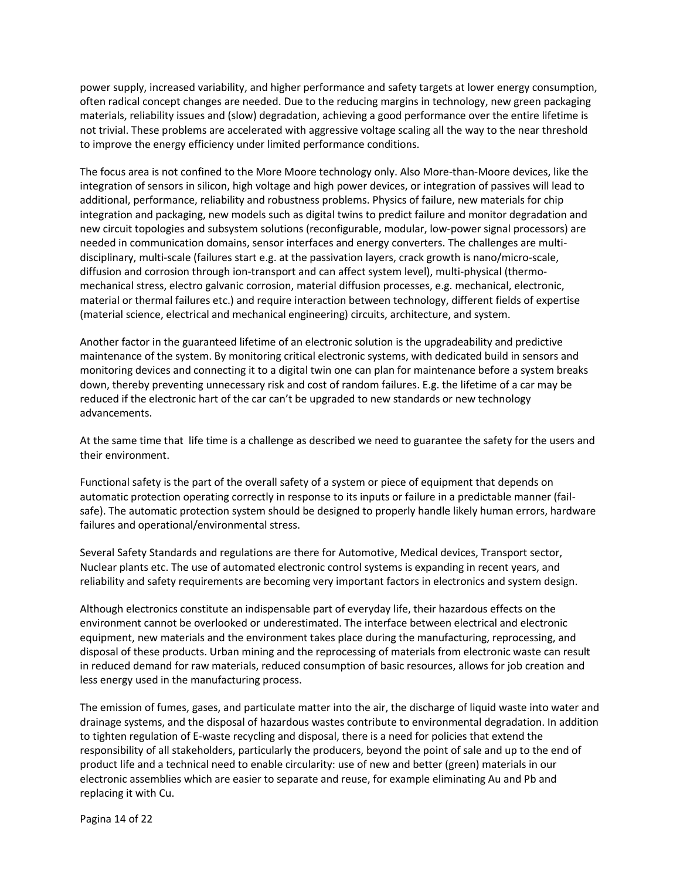power supply, increased variability, and higher performance and safety targets at lower energy consumption, often radical concept changes are needed. Due to the reducing margins in technology, new green packaging materials, reliability issues and (slow) degradation, achieving a good performance over the entire lifetime is not trivial. These problems are accelerated with aggressive voltage scaling all the way to the near threshold to improve the energy efficiency under limited performance conditions.

The focus area is not confined to the More Moore technology only. Also More-than-Moore devices, like the integration of sensors in silicon, high voltage and high power devices, or integration of passives will lead to additional, performance, reliability and robustness problems. Physics of failure, new materials for chip integration and packaging, new models such as digital twins to predict failure and monitor degradation and new circuit topologies and subsystem solutions (reconfigurable, modular, low-power signal processors) are needed in communication domains, sensor interfaces and energy converters. The challenges are multi-disciplinary, multi-scale (failures start e.g. at the passivation layers, crack growth is nano/micro-scale, diffusion and corrosion through ion-transport and can affect system level), multi-physical (thermo-mechanical stress, electro galvanic corrosion, material diffusion processes, e.g. mechanical, electronic, material or thermal failures etc.) and require interaction between technology, different fields of expertise (material science, electrical and mechanical engineering) circuits, architecture, and system.

Another factor in the guaranteed lifetime of an electronic solution is the upgradeability and predictive maintenance of the system. By monitoring critical electronic systems, with dedicated build in sensors and monitoring devices and connecting it to a digital twin one can plan for maintenance before a system breaks down, thereby preventing unnecessary risk and cost of random failures. E.g. the lifetime of a car may be reduced if the electronic hart of the car can't be upgraded to new standards or new technology advancements.

At the same time that life time is a challenge as described we need to guarantee the safety for the users and their environment.

Functional safety is the part of the overall safety of a system or piece of equipment that depends on automatic protection operating correctly in response to its inputs or failure in a predictable manner (fail-safe). The automatic protection system should be designed to properly handle likely human errors, hardware failures and operational/environmental stress.

Several Safety Standards and regulations are there for Automotive, Medical devices, Transport sector, Nuclear plants etc. The use of automated electronic control systems is expanding in recent years, and reliability and safety requirements are becoming very important factors in electronics and system design.

Although electronics constitute an indispensable part of everyday life, their hazardous effects on the environment cannot be overlooked or underestimated. The interface between electrical and electronic equipment, new materials and the environment takes place during the manufacturing, reprocessing, and disposal of these products. Urban mining and the reprocessing of materials from electronic waste can result in reduced demand for raw materials, reduced consumption of basic resources, allows for job creation and less energy used in the manufacturing process.

The emission of fumes, gases, and particulate matter into the air, the discharge of liquid waste into water and drainage systems, and the disposal of hazardous wastes contribute to environmental degradation. In addition to tighten regulation of E-waste recycling and disposal, there is a need for policies that extend the responsibility of all stakeholders, particularly the producers, beyond the point of sale and up to the end of product life and a technical need to enable circularity: use of new and better (green) materials in our electronic assemblies which are easier to separate and reuse, for example eliminating Au and Pb and replacing it with Cu.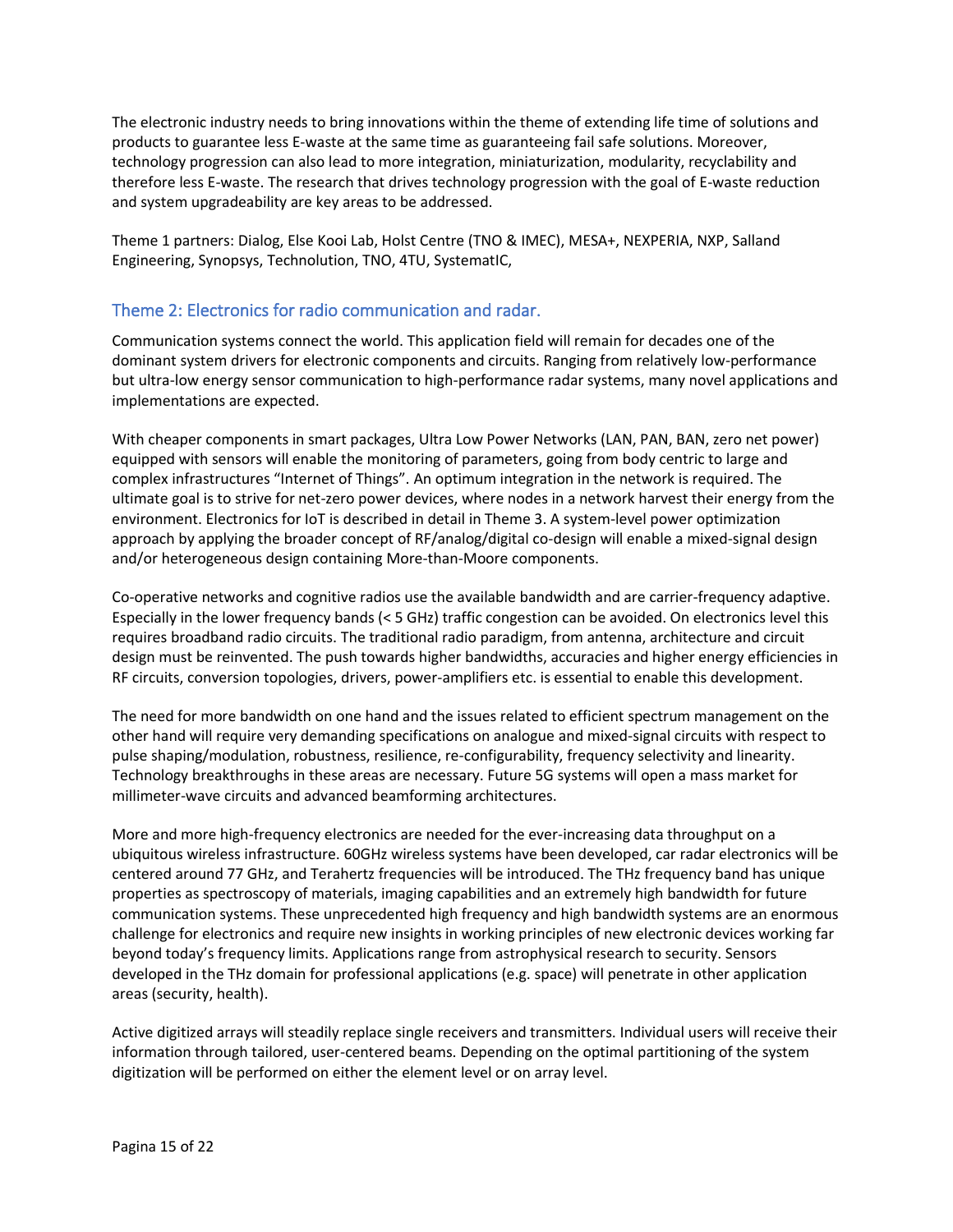The electronic industry needs to bring innovations within the theme of extending life time of solutions and products to guarantee less E-waste at the same time as guaranteeing fail safe solutions. Moreover, technology progression can also lead to more integration, miniaturization, modularity, recyclability and therefore less E-waste. The research that drives technology progression with the goal of E-waste reduction and system upgradeability are key areas to be addressed.

Theme 1 partners: Dialog, Else Kooi Lab, Holst Centre (TNO & IMEC), MESA+, NEXPERIA, NXP, Salland Engineering, Synopsys, Technolution, TNO, 4TU, SystematIC,

## Theme 2: Electronics for radio communication and radar.

Communication systems connect the world. This application field will remain for decades one of the dominant system drivers for electronic components and circuits. Ranging from relatively low-performance but ultra-low energy sensor communication to high-performance radar systems, many novel applications and implementations are expected.

With cheaper components in smart packages, Ultra Low Power Networks (LAN, PAN, BAN, zero net power) equipped with sensors will enable the monitoring of parameters, going from body centric to large and complex infrastructures "Internet of Things". An optimum integration in the network is required. The ultimate goal is to strive for net-zero power devices, where nodes in a network harvest their energy from the environment. Electronics for IoT is described in detail in Theme 3. A system-level power optimization approach by applying the broader concept of RF/analog/digital co-design will enable a mixed-signal design and/or heterogeneous design containing More-than-Moore components.

Co-operative networks and cognitive radios use the available bandwidth and are carrier-frequency adaptive. Especially in the lower frequency bands (< 5 GHz) traffic congestion can be avoided. On electronics level this requires broadband radio circuits. The traditional radio paradigm, from antenna, architecture and circuit design must be reinvented. The push towards higher bandwidths, accuracies and higher energy efficiencies in RF circuits, conversion topologies, drivers, power-amplifiers etc. is essential to enable this development.

The need for more bandwidth on one hand and the issues related to efficient spectrum management on the other hand will require very demanding specifications on analogue and mixed-signal circuits with respect to pulse shaping/modulation, robustness, resilience, re-configurability, frequency selectivity and linearity. Technology breakthroughs in these areas are necessary. Future 5G systems will open a mass market for millimeter-wave circuits and advanced beamforming architectures.

More and more high-frequency electronics are needed for the ever-increasing data throughput on a ubiquitous wireless infrastructure. 60GHz wireless systems have been developed, car radar electronics will be centered around 77 GHz, and Terahertz frequencies will be introduced. The THz frequency band has unique properties as spectroscopy of materials, imaging capabilities and an extremely high bandwidth for future communication systems. These unprecedented high frequency and high bandwidth systems are an enormous challenge for electronics and require new insights in working principles of new electronic devices working far beyond today's frequency limits. Applications range from astrophysical research to security. Sensors developed in the THz domain for professional applications (e.g. space) will penetrate in other application areas (security, health).

Active digitized arrays will steadily replace single receivers and transmitters. Individual users will receive their information through tailored, user-centered beams. Depending on the optimal partitioning of the system digitization will be performed on either the element level or on array level.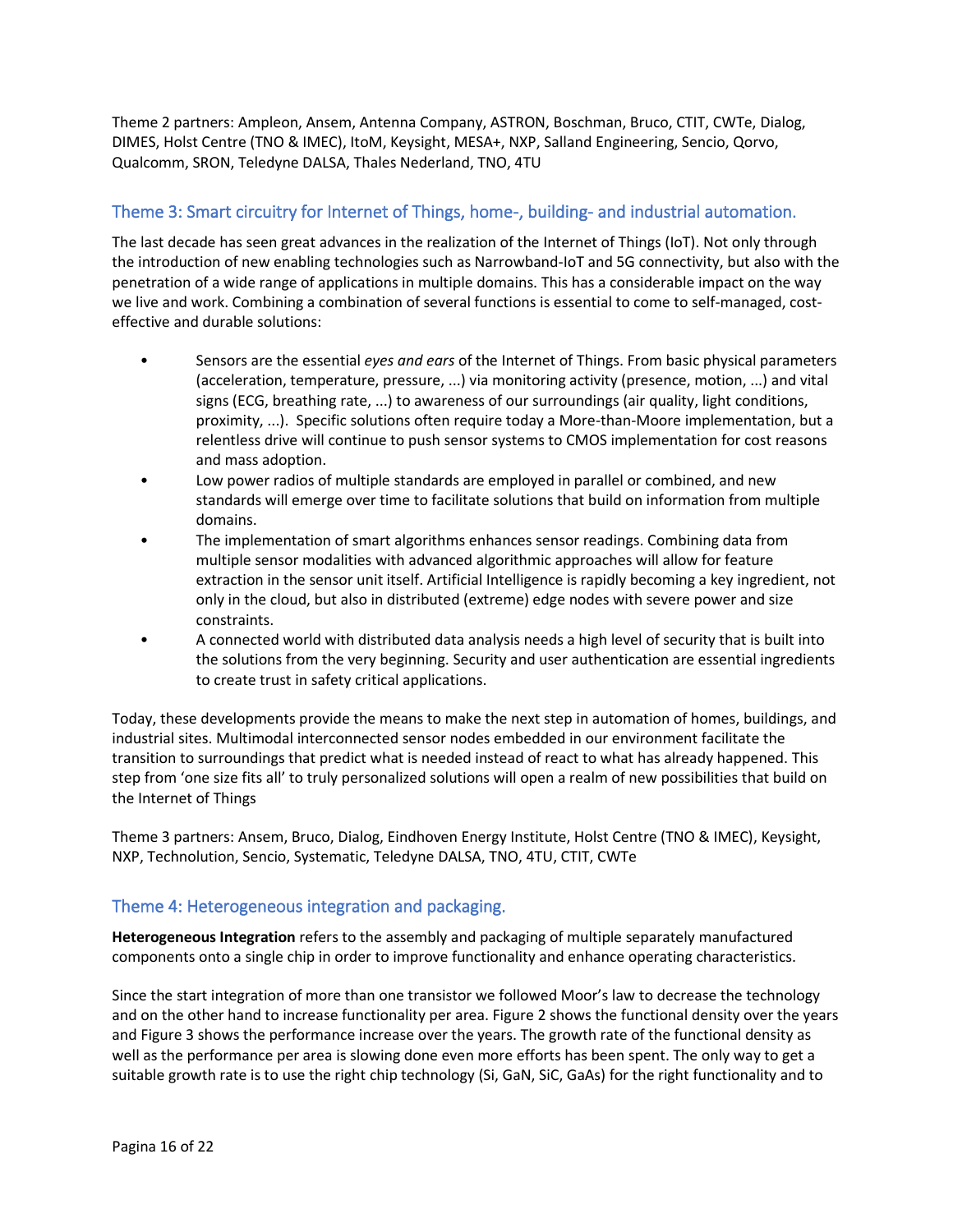Theme 2 partners: Ampleon, Ansem, Antenna Company, ASTRON, Boschman, Bruco, CTIT, CWTe, Dialog, DIMES, Holst Centre (TNO & IMEC), ItoM, Keysight, MESA+, NXP, Salland Engineering, Sencio, Qorvo, Qualcomm, SRON, Teledyne DALSA, Thales Nederland, TNO, 4TU

## Theme 3: Smart circuitry for Internet of Things, home-, building- and industrial automation.

The last decade has seen great advances in the realization of the Internet of Things (IoT). Not only through the introduction of new enabling technologies such as Narrowband-IoT and 5G connectivity, but also with the penetration of a wide range of applications in multiple domains. This has a considerable impact on the way we live and work. Combining a combination of several functions is essential to come to self-managed, cost-effective and durable solutions:

- Sensors are the essential *eyes and ears* of the Internet of Things. From basic physical parameters (acceleration, temperature, pressure, ...) via monitoring activity (presence, motion, ...) and vital signs (ECG, breathing rate, ...) to awareness of our surroundings (air quality, light conditions, proximity, ...). Specific solutions often require today a More-than-Moore implementation, but a relentless drive will continue to push sensor systems to CMOS implementation for cost reasons and mass adoption.
- Low power radios of multiple standards are employed in parallel or combined, and new standards will emerge over time to facilitate solutions that build on information from multiple domains.
- The implementation of smart algorithms enhances sensor readings. Combining data from multiple sensor modalities with advanced algorithmic approaches will allow for feature extraction in the sensor unit itself. Artificial Intelligence is rapidly becoming a key ingredient, not only in the cloud, but also in distributed (extreme) edge nodes with severe power and size constraints.
- A connected world with distributed data analysis needs a high level of security that is built into the solutions from the very beginning. Security and user authentication are essential ingredients to create trust in safety critical applications.

Today, these developments provide the means to make the next step in automation of homes, buildings, and industrial sites. Multimodal interconnected sensor nodes embedded in our environment facilitate the transition to surroundings that predict what is needed instead of react to what has already happened. This step from 'one size fits all' to truly personalized solutions will open a realm of new possibilities that build on the Internet of Things

Theme 3 partners: Ansem, Bruco, Dialog, Eindhoven Energy Institute, Holst Centre (TNO & IMEC), Keysight, NXP, Technolution, Sencio, Systematic, Teledyne DALSA, TNO, 4TU, CTIT, CWTe

## Theme 4: Heterogeneous integration and packaging.

**Heterogeneous Integration** refers to the assembly and packaging of multiple separately manufactured components onto a single chip in order to improve functionality and enhance operating characteristics.

Since the start integration of more than one transistor we followed Moor's law to decrease the technology and on the other hand to increase functionality per area. Figure 2 shows the functional density over the years and Figure 3 shows the performance increase over the years. The growth rate of the functional density as well as the performance per area is slowing done even more efforts has been spent. The only way to get a suitable growth rate is to use the right chip technology (Si, GaN, SiC, GaAs) for the right functionality and to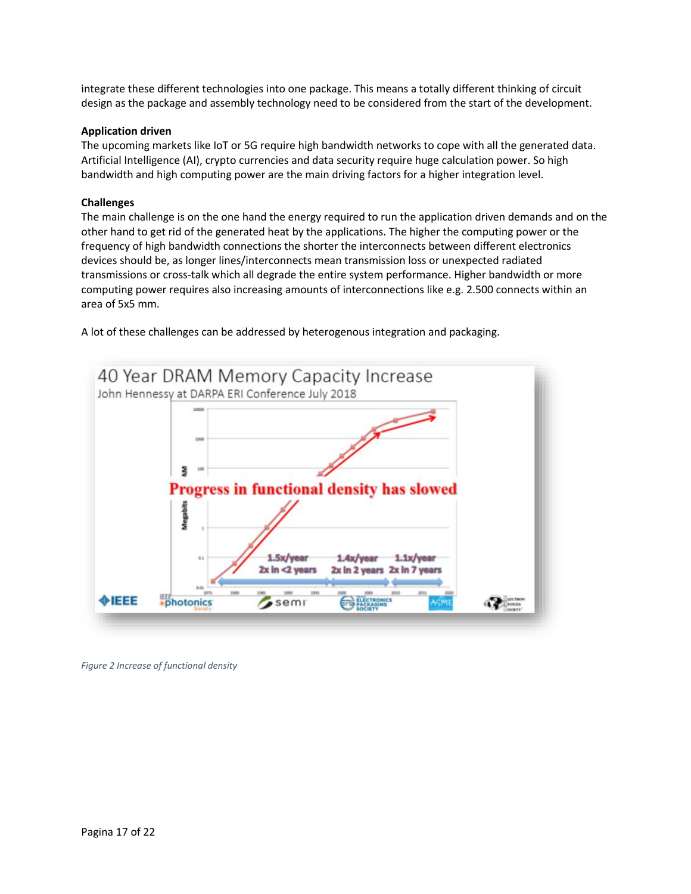integrate these different technologies into one package. This means a totally different thinking of circuit design as the package and assembly technology need to be considered from the start of the development.

**Application driven**

The upcoming markets like IoT or 5G require high bandwidth networks to cope with all the generated data. Artificial Intelligence (AI), crypto currencies and data security require huge calculation power. So high bandwidth and high computing power are the main driving factors for a higher integration level.

**Challenges**

The main challenge is on the one hand the energy required to run the application driven demands and on the other hand to get rid of the generated heat by the applications. The higher the computing power or the frequency of high bandwidth connections the shorter the interconnects between different electronics devices should be, as longer lines/interconnects mean transmission loss or unexpected radiated transmissions or cross-talk which all degrade the entire system performance. Higher bandwidth or more computing power requires also increasing amounts of interconnections like e.g. 2.500 connects within an area of 5x5 mm.

A lot of these challenges can be addressed by heterogenous integration and packaging.

*Figure 2 Increase of functional density*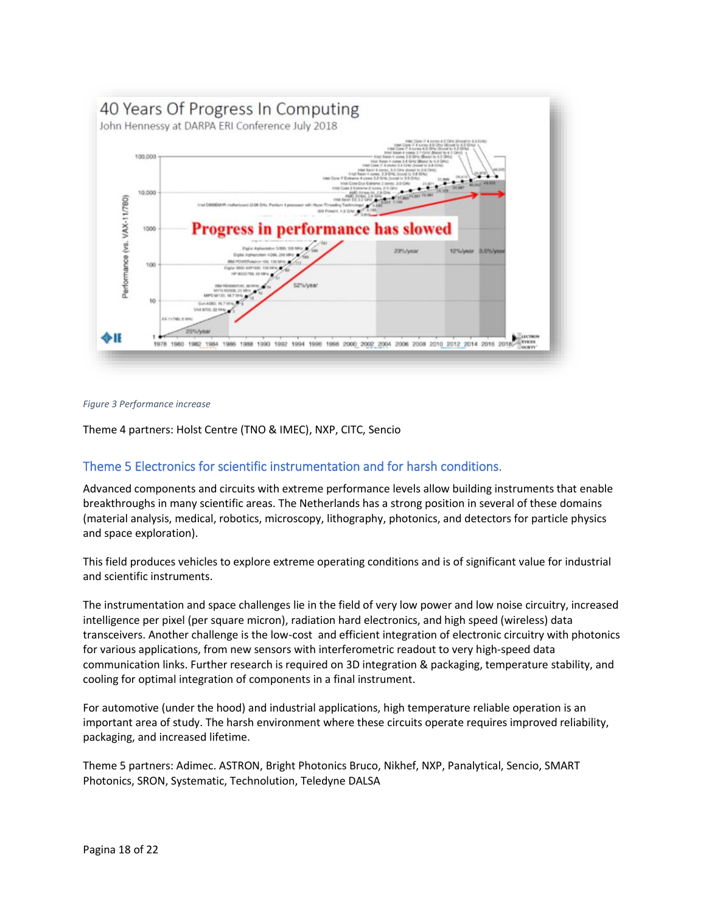*Figure 3 Performance increase*

Theme 4 partners: Holst Centre (TNO & IMEC), NXP, CITC, Sencio

## Theme 5 Electronics for scientific instrumentation and for harsh conditions.

Advanced components and circuits with extreme performance levels allow building instruments that enable breakthroughs in many scientific areas. The Netherlands has a strong position in several of these domains (material analysis, medical, robotics, microscopy, lithography, photonics, and detectors for particle physics and space exploration).

This field produces vehicles to explore extreme operating conditions and is of significant value for industrial and scientific instruments.

The instrumentation and space challenges lie in the field of very low power and low noise circuitry, increased intelligence per pixel (per square micron), radiation hard electronics, and high speed (wireless) data transceivers. Another challenge is the low-cost and efficient integration of electronic circuitry with photonics for various applications, from new sensors with interferometric readout to very high-speed data communication links. Further research is required on 3D integration & packaging, temperature stability, and cooling for optimal integration of components in a final instrument.

For automotive (under the hood) and industrial applications, high temperature reliable operation is an important area of study. The harsh environment where these circuits operate requires improved reliability, packaging, and increased lifetime.

Theme 5 partners: Adimec. ASTRON, Bright Photonics Bruco, Nikhef, NXP, Panalytical, Sencio, SMART Photonics, SRON, Systematic, Technolution, Teledyne DALSA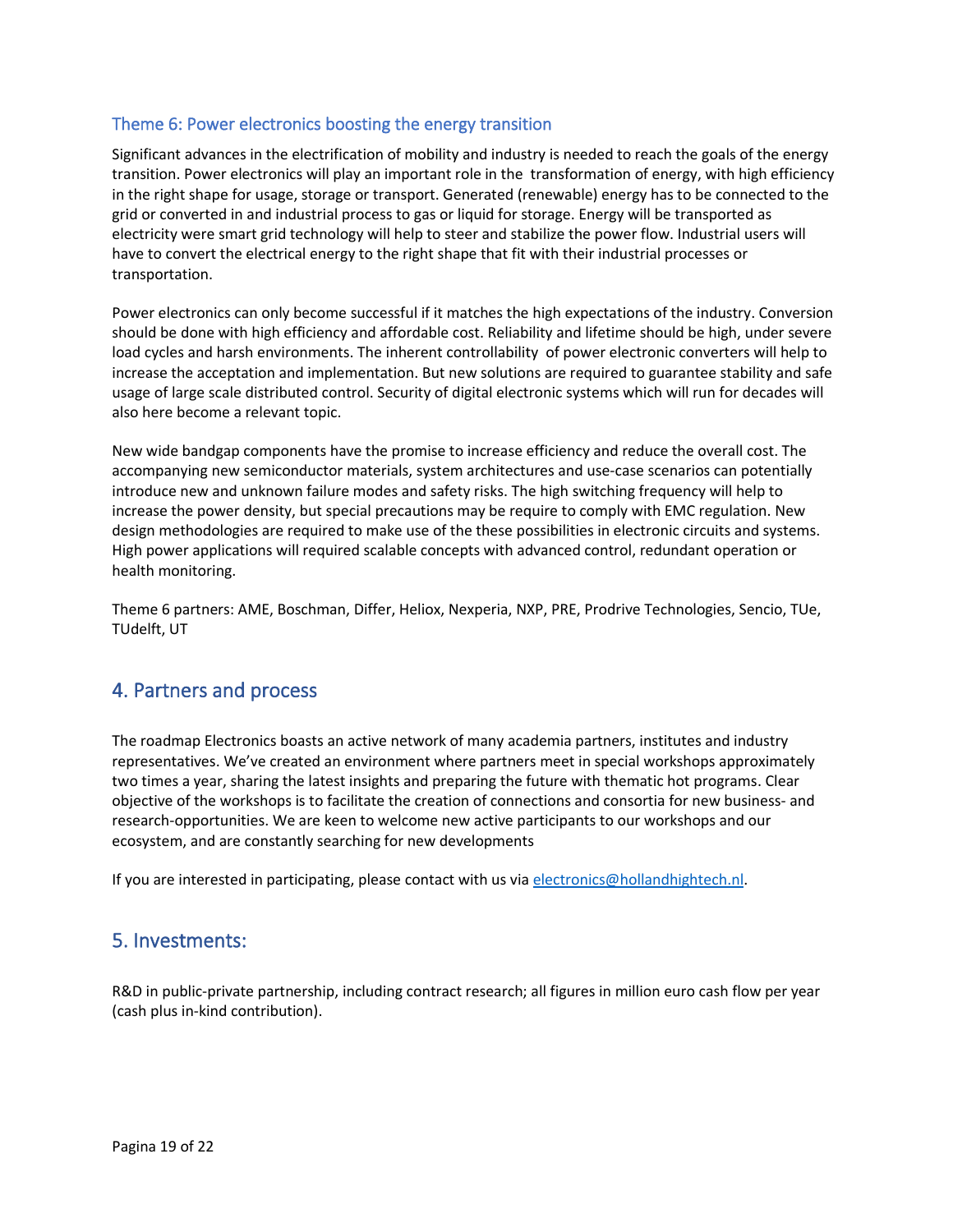### Theme 6: Power electronics boosting the energy transition

Significant advances in the electrification of mobility and industry is needed to reach the goals of the energy transition. Power electronics will play an important role in the transformation of energy, with high efficiency in the right shape for usage, storage or transport. Generated (renewable) energy has to be connected to the grid or converted in and industrial process to gas or liquid for storage. Energy will be transported as electricity were smart grid technology will help to steer and stabilize the power flow. Industrial users will have to convert the electrical energy to the right shape that fit with their industrial processes or transportation.

Power electronics can only become successful if it matches the high expectations of the industry. Conversion should be done with high efficiency and affordable cost. Reliability and lifetime should be high, under severe load cycles and harsh environments. The inherent controllability of power electronic converters will help to increase the acceptation and implementation. But new solutions are required to guarantee stability and safe usage of large scale distributed control. Security of digital electronic systems which will run for decades will also here become a relevant topic.

New wide bandgap components have the promise to increase efficiency and reduce the overall cost. The accompanying new semiconductor materials, system architectures and use-case scenarios can potentially introduce new and unknown failure modes and safety risks. The high switching frequency will help to increase the power density, but special precautions may be require to comply with EMC regulation. New design methodologies are required to make use of the these possibilities in electronic circuits and systems. High power applications will required scalable concepts with advanced control, redundant operation or health monitoring.

Theme 6 partners: AME, Boschman, Differ, Heliox, Nexperia, NXP, PRE, Prodrive Technologies, Sencio, TUe, TUdelft, UT

## 4. Partners and process

The roadmap Electronics boasts an active network of many academia partners, institutes and industry representatives. We've created an environment where partners meet in special workshops approximately two times a year, sharing the latest insights and preparing the future with thematic hot programs. Clear objective of the workshops is to facilitate the creation of connections and consortia for new business- and research-opportunities. We are keen to welcome new active participants to our workshops and our ecosystem, and are constantly searching for new developments

If you are interested in participating, please contact with us via [electronics@hollandhightech.nl](mailto:electronics@hollandhightech.nl).

## 5. Investments:

R&D in public-private partnership, including contract research; all figures in million euro cash flow per year (cash plus in-kind contribution).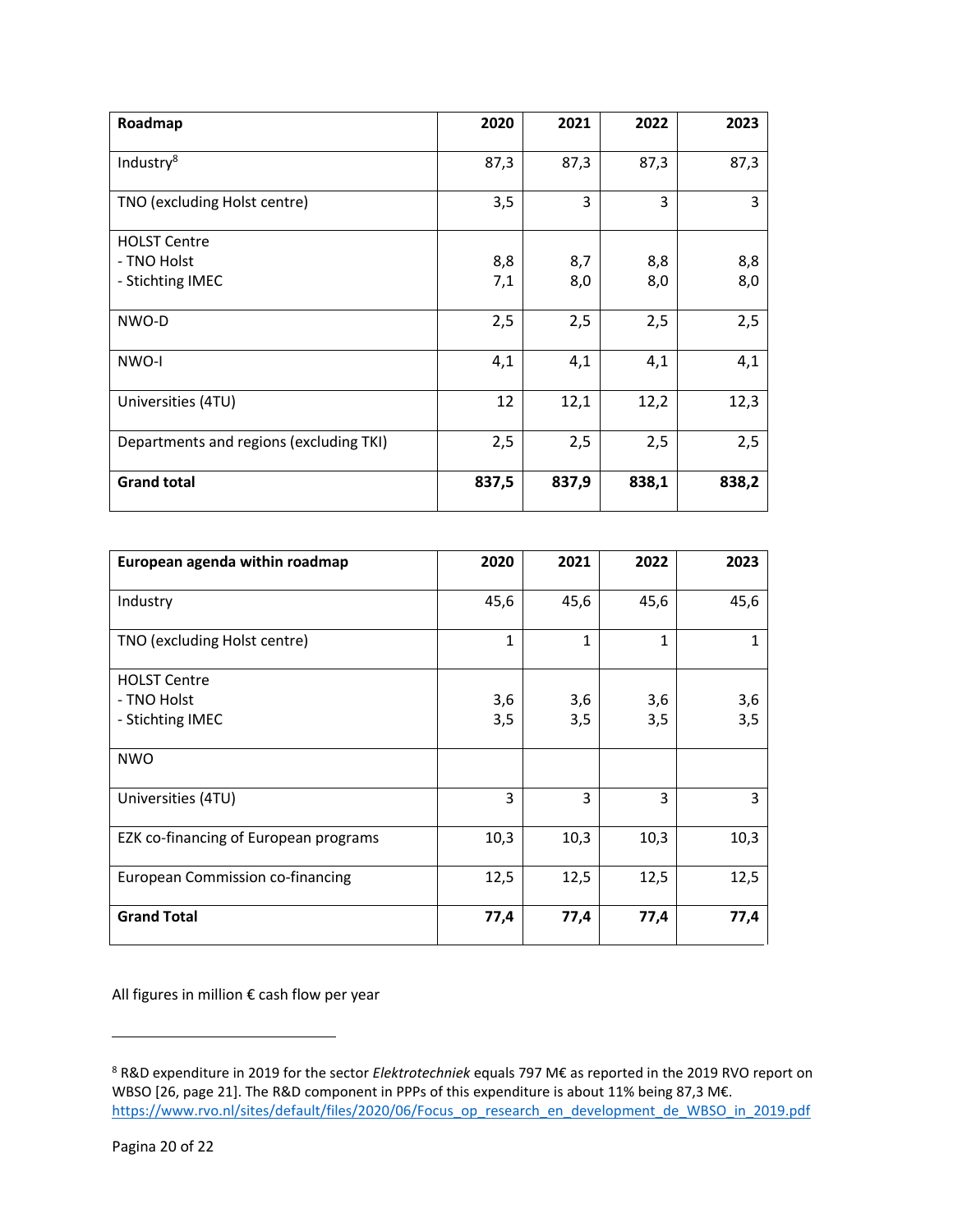| Roadmap | 2020 | 2021 | 2022 | 2023 |
|---|---|---|---|---|
| Industry[8] | 87,3 | 87,3 | 87,3 | 87,3 |
| TNO (excluding Holst centre) | 3,5 | 3 | 3 | 3 |
| HOLST Centre | | | | |
| - TNO Holst | 8,8 | 8,7 | 8,8 | 8,8 |
| - Stichting IMEC | 7,1 | 8,0 | 8,0 | 8,0 |
| NWO-D | 2,5 | 2,5 | 2,5 | 2,5 |
| NWO-I | 4,1 | 4,1 | 4,1 | 4,1 |
| Universities (4TU) | 12 | 12,1 | 12,2 | 12,3 |
| Departments and regions (excluding TKI) | 2,5 | 2,5 | 2,5 | 2,5 |
| **Grand total** | **837,5** | **837,9** | **838,1** | **838,2** |

| European agenda within roadmap | 2020 | 2021 | 2022 | 2023 |
|---|---|---|---|---|
| Industry | 45,6 | 45,6 | 45,6 | 45,6 |
| TNO (excluding Holst centre) | 1 | 1 | 1 | 1 |
| HOLST Centre | | | | |
| - TNO Holst | 3,6 | 3,6 | 3,6 | 3,6 |
| - Stichting IMEC | 3,5 | 3,5 | 3,5 | 3,5 |
| NWO | | | | |
| Universities (4TU) | 3 | 3 | 3 | 3 |
| EZK co-financing of European programs | 10,3 | 10,3 | 10,3 | 10,3 |
| European Commission co-financing | 12,5 | 12,5 | 12,5 | 12,5 |
| **Grand Total** | **77,4** | **77,4** | **77,4** | **77,4** |

All figures in million € cash flow per year

[8] R&D expenditure in 2019 for the sector *Elektrotechniek* equals 797 M€ as reported in the 2019 RVO report on WBSO [26, page 21]. The R&D component in PPPs of this expenditure is about 11% being 87,3 M€. https://www.rvo.nl/sites/default/files/2020/06/Focus_op_research_en_development_de_WBSO_in_2019.pdf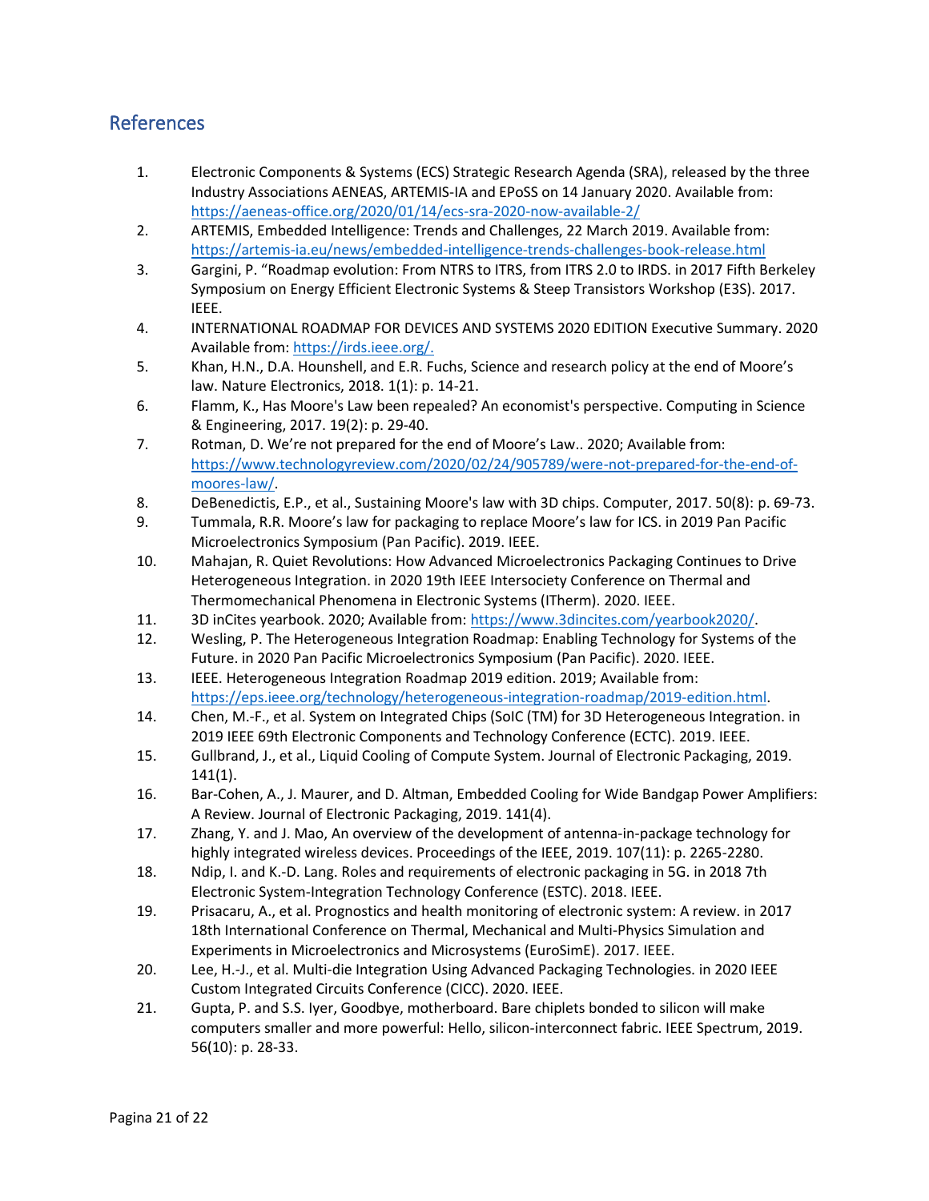## References

1. Electronic Components & Systems (ECS) Strategic Research Agenda (SRA), released by the three Industry Associations AENEAS, ARTEMIS-IA and EPoSS on 14 January 2020. Available from: https://aeneas-office.org/2020/01/14/ecs-sra-2020-now-available-2/
2. ARTEMIS, Embedded Intelligence: Trends and Challenges, 22 March 2019. Available from: https://artemis-ia.eu/news/embedded-intelligence-trends-challenges-book-release.html
3. Gargini, P. "Roadmap evolution: From NTRS to ITRS, from ITRS 2.0 to IRDS. in 2017 Fifth Berkeley Symposium on Energy Efficient Electronic Systems & Steep Transistors Workshop (E3S). 2017. IEEE.
4. INTERNATIONAL ROADMAP FOR DEVICES AND SYSTEMS 2020 EDITION Executive Summary. 2020 Available from: https://irds.ieee.org/.
5. Khan, H.N., D.A. Hounshell, and E.R. Fuchs, Science and research policy at the end of Moore's law. Nature Electronics, 2018. 1(1): p. 14-21.
6. Flamm, K., Has Moore's Law been repealed? An economist's perspective. Computing in Science & Engineering, 2017. 19(2): p. 29-40.
7. Rotman, D. We're not prepared for the end of Moore's Law.. 2020; Available from: https://www.technologyreview.com/2020/02/24/905789/were-not-prepared-for-the-end-of-moores-law/.
8. DeBenedictis, E.P., et al., Sustaining Moore's law with 3D chips. Computer, 2017. 50(8): p. 69-73.
9. Tummala, R.R. Moore's law for packaging to replace Moore's law for ICS. in 2019 Pan Pacific Microelectronics Symposium (Pan Pacific). 2019. IEEE.
10. Mahajan, R. Quiet Revolutions: How Advanced Microelectronics Packaging Continues to Drive Heterogeneous Integration. in 2020 19th IEEE Intersociety Conference on Thermal and Thermomechanical Phenomena in Electronic Systems (ITherm). 2020. IEEE.
11. 3D inCites yearbook. 2020; Available from: https://www.3dincites.com/yearbook2020/.
12. Wesling, P. The Heterogeneous Integration Roadmap: Enabling Technology for Systems of the Future. in 2020 Pan Pacific Microelectronics Symposium (Pan Pacific). 2020. IEEE.
13. IEEE. Heterogeneous Integration Roadmap 2019 edition. 2019; Available from: https://eps.ieee.org/technology/heterogeneous-integration-roadmap/2019-edition.html.
14. Chen, M.-F., et al. System on Integrated Chips (SoIC (TM) for 3D Heterogeneous Integration. in 2019 IEEE 69th Electronic Components and Technology Conference (ECTC). 2019. IEEE.
15. Gullbrand, J., et al., Liquid Cooling of Compute System. Journal of Electronic Packaging, 2019. 141(1).
16. Bar-Cohen, A., J. Maurer, and D. Altman, Embedded Cooling for Wide Bandgap Power Amplifiers: A Review. Journal of Electronic Packaging, 2019. 141(4).
17. Zhang, Y. and J. Mao, An overview of the development of antenna-in-package technology for highly integrated wireless devices. Proceedings of the IEEE, 2019. 107(11): p. 2265-2280.
18. Ndip, I. and K.-D. Lang. Roles and requirements of electronic packaging in 5G. in 2018 7th Electronic System-Integration Technology Conference (ESTC). 2018. IEEE.
19. Prisacaru, A., et al. Prognostics and health monitoring of electronic system: A review. in 2017 18th International Conference on Thermal, Mechanical and Multi-Physics Simulation and Experiments in Microelectronics and Microsystems (EuroSimE). 2017. IEEE.
20. Lee, H.-J., et al. Multi-die Integration Using Advanced Packaging Technologies. in 2020 IEEE Custom Integrated Circuits Conference (CICC). 2020. IEEE.
21. Gupta, P. and S.S. Iyer, Goodbye, motherboard. Bare chiplets bonded to silicon will make computers smaller and more powerful: Hello, silicon-interconnect fabric. IEEE Spectrum, 2019. 56(10): p. 28-33.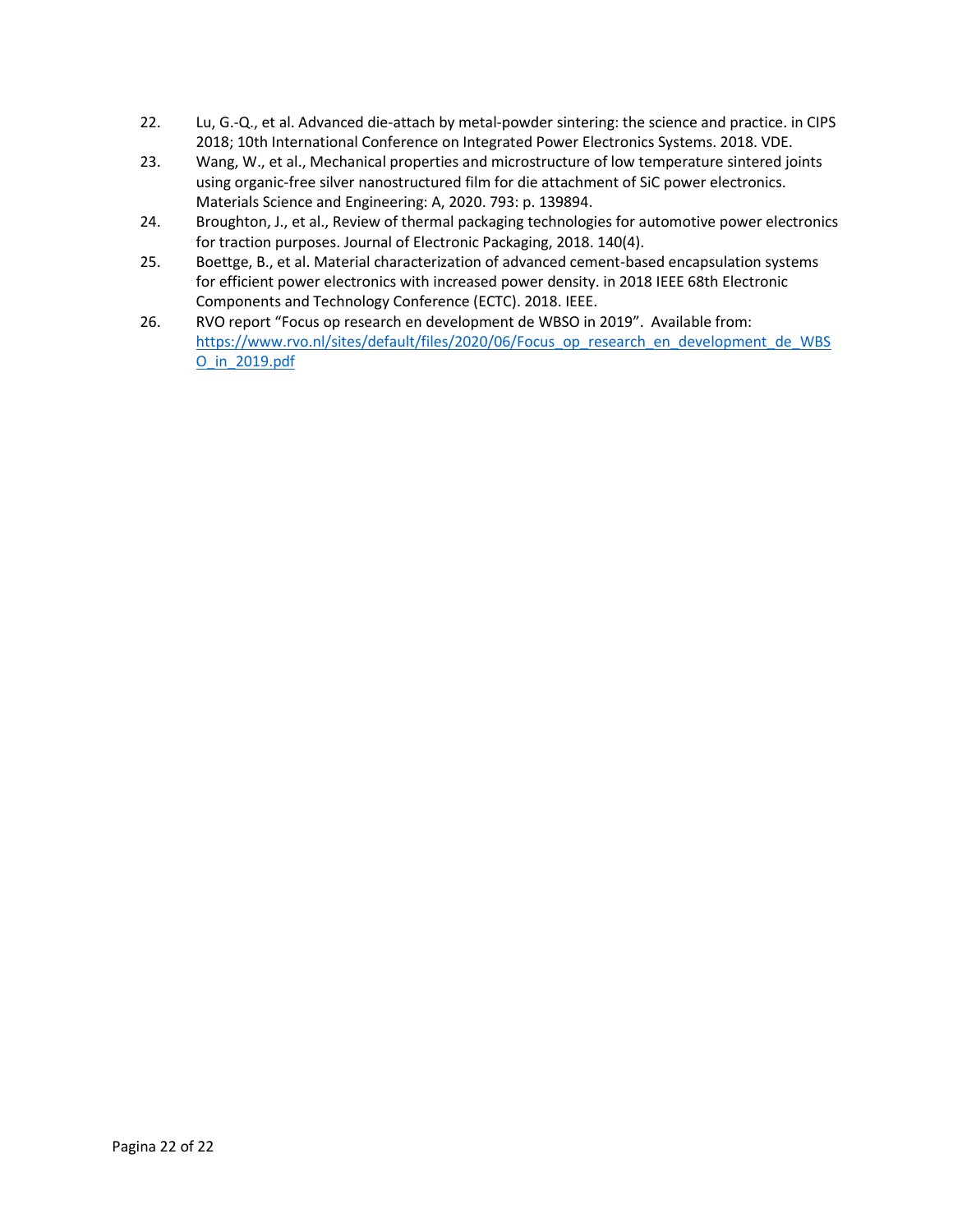22. Lu, G.-Q., et al. Advanced die-attach by metal-powder sintering: the science and practice. in CIPS 2018; 10th International Conference on Integrated Power Electronics Systems. 2018. VDE.
23. Wang, W., et al., Mechanical properties and microstructure of low temperature sintered joints using organic-free silver nanostructured film for die attachment of SiC power electronics. Materials Science and Engineering: A, 2020. 793: p. 139894.
24. Broughton, J., et al., Review of thermal packaging technologies for automotive power electronics for traction purposes. Journal of Electronic Packaging, 2018. 140(4).
25. Boettge, B., et al. Material characterization of advanced cement-based encapsulation systems for efficient power electronics with increased power density. in 2018 IEEE 68th Electronic Components and Technology Conference (ECTC). 2018. IEEE.
26. RVO report "Focus op research en development de WBSO in 2019". Available from: [https://www.rvo.nl/sites/default/files/2020/06/Focus_op_research_en_development_de_WBSO_in_2019.pdf](https://www.rvo.nl/sites/default/files/2020/06/Focus_op_research_en_development_de_WBSO_in_2019.pdf)